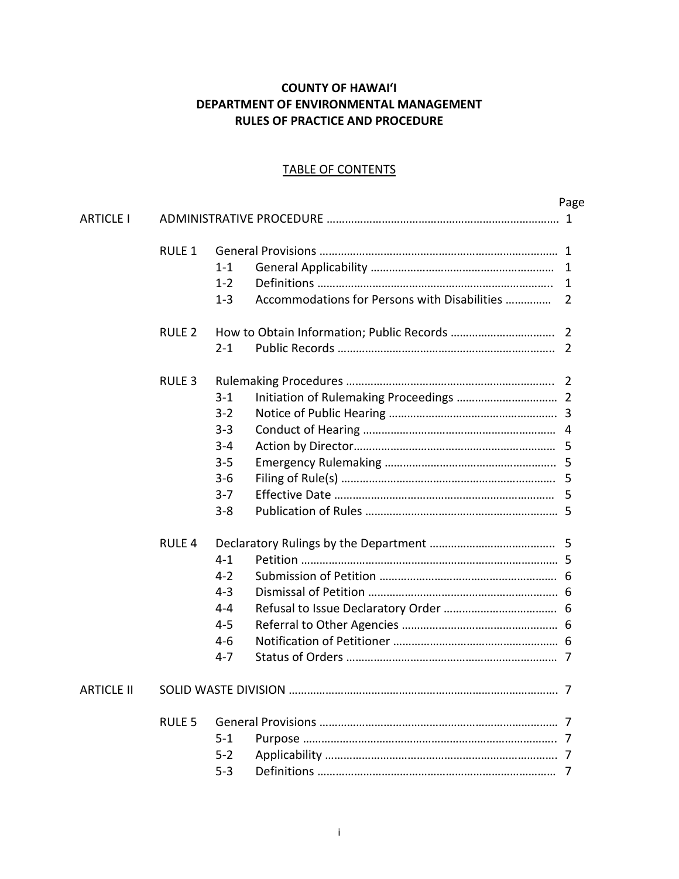# COUNTY OF HAWAIʻI
# DEPARTMENT OF ENVIRONMENTAL MANAGEMENT
# RULES OF PRACTICE AND PROCEDURE

## TABLE OF CONTENTS

| | | | | Page |
|---|---|---|---|---|
| ARTICLE I | ADMINISTRATIVE PROCEDURE | | | 1 |
| | RULE 1 | General Provisions | | 1 |
| | | 1-1 | General Applicability | 1 |
| | | 1-2 | Definitions | 1 |
| | | 1-3 | Accommodations for Persons with Disabilities | 2 |
| | RULE 2 | How to Obtain Information; Public Records | | 2 |
| | | 2-1 | Public Records | 2 |
| | RULE 3 | Rulemaking Procedures | | 2 |
| | | 3-1 | Initiation of Rulemaking Proceedings | 2 |
| | | 3-2 | Notice of Public Hearing | 3 |
| | | 3-3 | Conduct of Hearing | 4 |
| | | 3-4 | Action by Director | 5 |
| | | 3-5 | Emergency Rulemaking | 5 |
| | | 3-6 | Filing of Rule(s) | 5 |
| | | 3-7 | Effective Date | 5 |
| | | 3-8 | Publication of Rules | 5 |
| | RULE 4 | Declaratory Rulings by the Department | | 5 |
| | | 4-1 | Petition | 5 |
| | | 4-2 | Submission of Petition | 6 |
| | | 4-3 | Dismissal of Petition | 6 |
| | | 4-4 | Refusal to Issue Declaratory Order | 6 |
| | | 4-5 | Referral to Other Agencies | 6 |
| | | 4-6 | Notification of Petitioner | 6 |
| | | 4-7 | Status of Orders | 7 |
| ARTICLE II | SOLID WASTE DIVISION | | | 7 |
| | RULE 5 | General Provisions | | 7 |
| | | 5-1 | Purpose | 7 |
| | | 5-2 | Applicability | 7 |
| | | 5-3 | Definitions | 7 |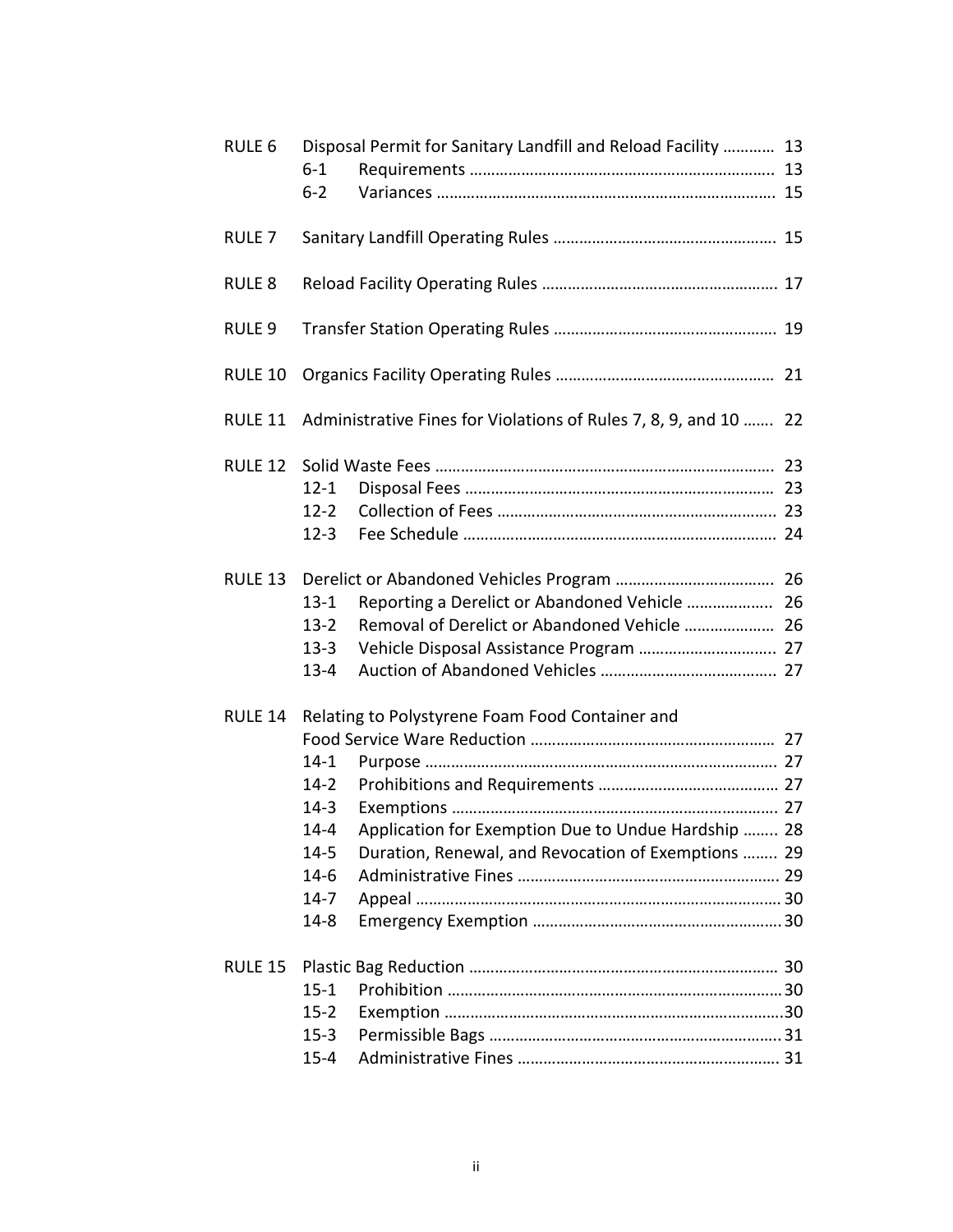| | | | |
|---|---|---|---|
| RULE 6 | Disposal Permit for Sanitary Landfill and Reload Facility | | 13 |
| | 6-1 | Requirements | 13 |
| | 6-2 | Variances | 15 |
| RULE 7 | Sanitary Landfill Operating Rules | | 15 |
| RULE 8 | Reload Facility Operating Rules | | 17 |
| RULE 9 | Transfer Station Operating Rules | | 19 |
| RULE 10 | Organics Facility Operating Rules | | 21 |
| RULE 11 | Administrative Fines for Violations of Rules 7, 8, 9, and 10 | | 22 |
| RULE 12 | Solid Waste Fees | | 23 |
| | 12-1 | Disposal Fees | 23 |
| | 12-2 | Collection of Fees | 23 |
| | 12-3 | Fee Schedule | 24 |
| RULE 13 | Derelict or Abandoned Vehicles Program | | 26 |
| | 13-1 | Reporting a Derelict or Abandoned Vehicle | 26 |
| | 13-2 | Removal of Derelict or Abandoned Vehicle | 26 |
| | 13-3 | Vehicle Disposal Assistance Program | 27 |
| | 13-4 | Auction of Abandoned Vehicles | 27 |
| RULE 14 | Relating to Polystyrene Foam Food Container and Food Service Ware Reduction | | 27 |
| | 14-1 | Purpose | 27 |
| | 14-2 | Prohibitions and Requirements | 27 |
| | 14-3 | Exemptions | 27 |
| | 14-4 | Application for Exemption Due to Undue Hardship | 28 |
| | 14-5 | Duration, Renewal, and Revocation of Exemptions | 29 |
| | 14-6 | Administrative Fines | 29 |
| | 14-7 | Appeal | 30 |
| | 14-8 | Emergency Exemption | 30 |
| RULE 15 | Plastic Bag Reduction | | 30 |
| | 15-1 | Prohibition | 30 |
| | 15-2 | Exemption | 30 |
| | 15-3 | Permissible Bags | 31 |
| | 15-4 | Administrative Fines | 31 |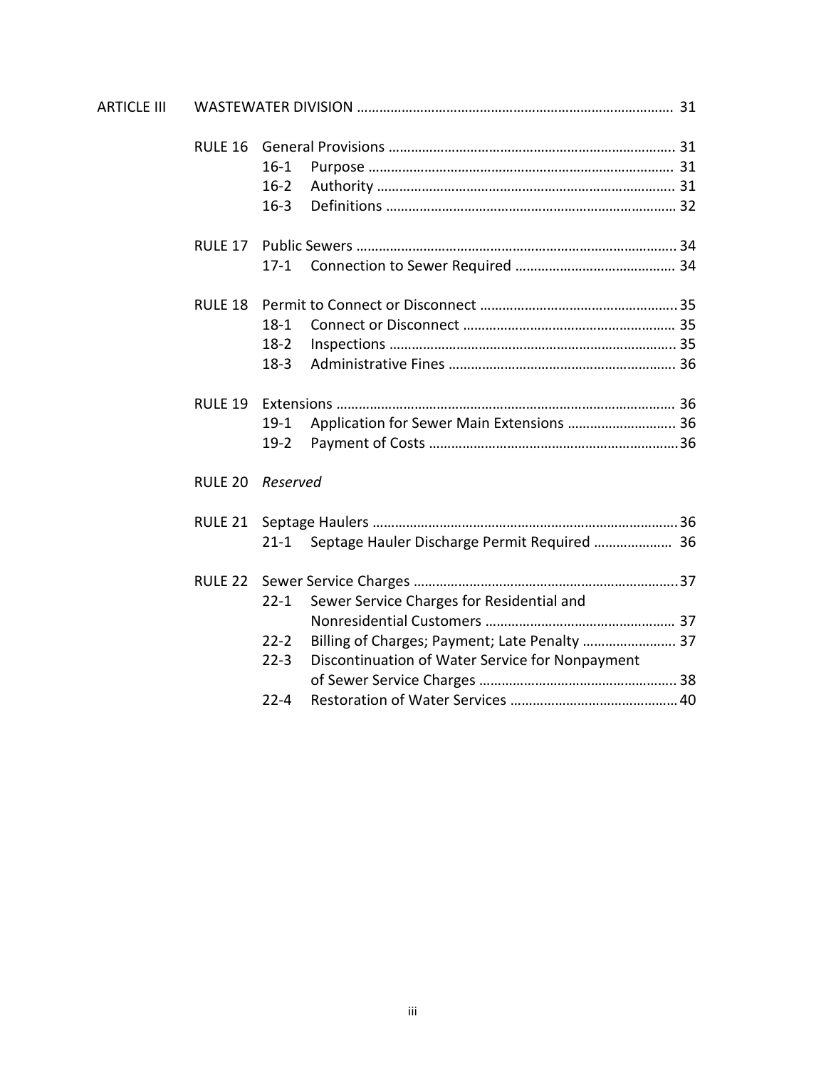| | | | | |
|---|---|---|---|---|
| ARTICLE III | WASTEWATER DIVISION | | | 31 |
| | RULE 16 | General Provisions | | 31 |
| | | 16-1 | Purpose | 31 |
| | | 16-2 | Authority | 31 |
| | | 16-3 | Definitions | 32 |
| | RULE 17 | Public Sewers | | 34 |
| | | 17-1 | Connection to Sewer Required | 34 |
| | RULE 18 | Permit to Connect or Disconnect | | 35 |
| | | 18-1 | Connect or Disconnect | 35 |
| | | 18-2 | Inspections | 35 |
| | | 18-3 | Administrative Fines | 36 |
| | RULE 19 | Extensions | | 36 |
| | | 19-1 | Application for Sewer Main Extensions | 36 |
| | | 19-2 | Payment of Costs | 36 |
| | RULE 20 | *Reserved* | | |
| | RULE 21 | Septage Haulers | | 36 |
| | | 21-1 | Septage Hauler Discharge Permit Required | 36 |
| | RULE 22 | Sewer Service Charges | | 37 |
| | | 22-1 | Sewer Service Charges for Residential and Nonresidential Customers | 37 |
| | | 22-2 | Billing of Charges; Payment; Late Penalty | 37 |
| | | 22-3 | Discontinuation of Water Service for Nonpayment of Sewer Service Charges | 38 |
| | | 22-4 | Restoration of Water Services | 40 |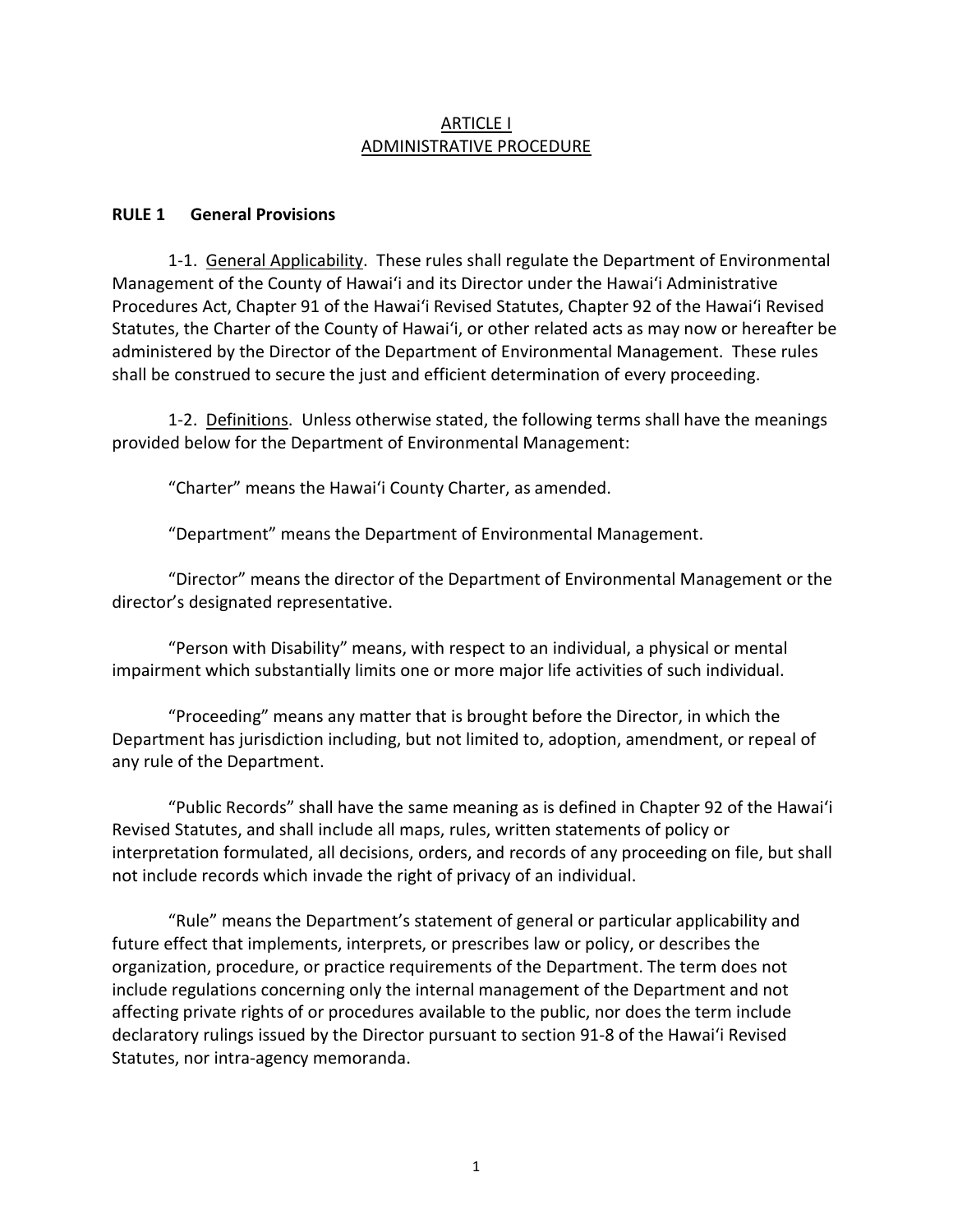# ARTICLE I
# ADMINISTRATIVE PROCEDURE

## RULE 1 General Provisions

1-1. General Applicability. These rules shall regulate the Department of Environmental Management of the County of Hawaiʻi and its Director under the Hawaiʻi Administrative Procedures Act, Chapter 91 of the Hawaiʻi Revised Statutes, Chapter 92 of the Hawaiʻi Revised Statutes, the Charter of the County of Hawaiʻi, or other related acts as may now or hereafter be administered by the Director of the Department of Environmental Management. These rules shall be construed to secure the just and efficient determination of every proceeding.

1-2. Definitions. Unless otherwise stated, the following terms shall have the meanings provided below for the Department of Environmental Management:

"Charter" means the Hawaiʻi County Charter, as amended.

"Department" means the Department of Environmental Management.

"Director" means the director of the Department of Environmental Management or the director's designated representative.

"Person with Disability" means, with respect to an individual, a physical or mental impairment which substantially limits one or more major life activities of such individual.

"Proceeding" means any matter that is brought before the Director, in which the Department has jurisdiction including, but not limited to, adoption, amendment, or repeal of any rule of the Department.

"Public Records" shall have the same meaning as is defined in Chapter 92 of the Hawaiʻi Revised Statutes, and shall include all maps, rules, written statements of policy or interpretation formulated, all decisions, orders, and records of any proceeding on file, but shall not include records which invade the right of privacy of an individual.

"Rule" means the Department's statement of general or particular applicability and future effect that implements, interprets, or prescribes law or policy, or describes the organization, procedure, or practice requirements of the Department. The term does not include regulations concerning only the internal management of the Department and not affecting private rights of or procedures available to the public, nor does the term include declaratory rulings issued by the Director pursuant to section 91-8 of the Hawaiʻi Revised Statutes, nor intra-agency memoranda.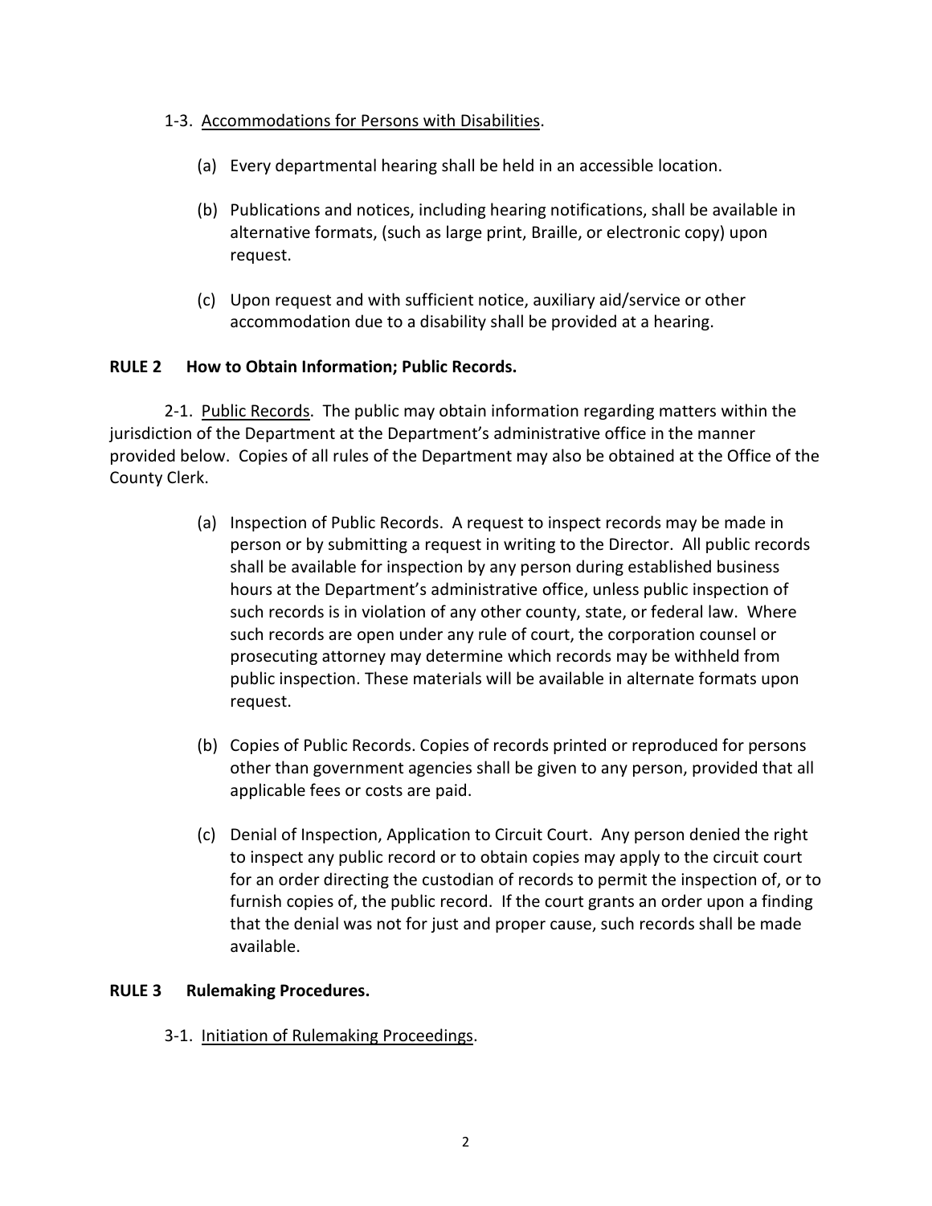1-3. Accommodations for Persons with Disabilities.

(a) Every departmental hearing shall be held in an accessible location.

(b) Publications and notices, including hearing notifications, shall be available in alternative formats, (such as large print, Braille, or electronic copy) upon request.

(c) Upon request and with sufficient notice, auxiliary aid/service or other accommodation due to a disability shall be provided at a hearing.

**RULE 2 How to Obtain Information; Public Records.**

2-1. Public Records. The public may obtain information regarding matters within the jurisdiction of the Department at the Department's administrative office in the manner provided below. Copies of all rules of the Department may also be obtained at the Office of the County Clerk.

(a) Inspection of Public Records. A request to inspect records may be made in person or by submitting a request in writing to the Director. All public records shall be available for inspection by any person during established business hours at the Department's administrative office, unless public inspection of such records is in violation of any other county, state, or federal law. Where such records are open under any rule of court, the corporation counsel or prosecuting attorney may determine which records may be withheld from public inspection. These materials will be available in alternate formats upon request.

(b) Copies of Public Records. Copies of records printed or reproduced for persons other than government agencies shall be given to any person, provided that all applicable fees or costs are paid.

(c) Denial of Inspection, Application to Circuit Court. Any person denied the right to inspect any public record or to obtain copies may apply to the circuit court for an order directing the custodian of records to permit the inspection of, or to furnish copies of, the public record. If the court grants an order upon a finding that the denial was not for just and proper cause, such records shall be made available.

**RULE 3 Rulemaking Procedures.**

3-1. Initiation of Rulemaking Proceedings.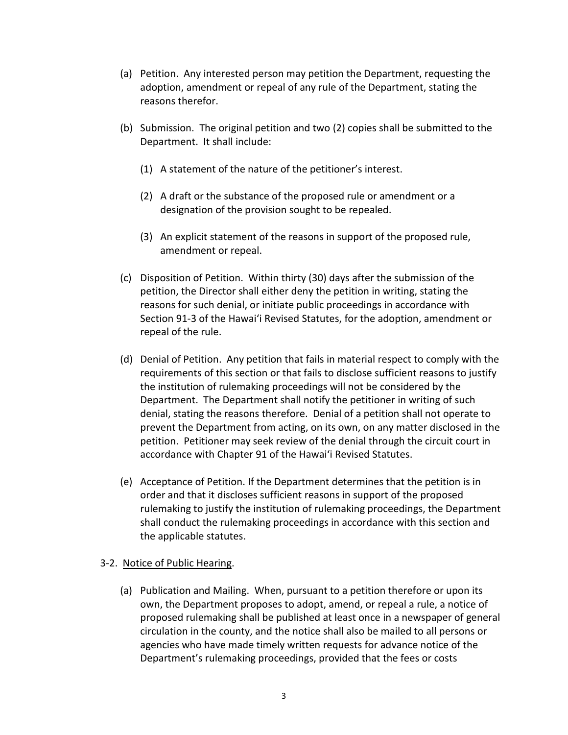(a) Petition. Any interested person may petition the Department, requesting the adoption, amendment or repeal of any rule of the Department, stating the reasons therefor.

(b) Submission. The original petition and two (2) copies shall be submitted to the Department. It shall include:

   (1) A statement of the nature of the petitioner's interest.

   (2) A draft or the substance of the proposed rule or amendment or a designation of the provision sought to be repealed.

   (3) An explicit statement of the reasons in support of the proposed rule, amendment or repeal.

(c) Disposition of Petition. Within thirty (30) days after the submission of the petition, the Director shall either deny the petition in writing, stating the reasons for such denial, or initiate public proceedings in accordance with Section 91-3 of the Hawaiʻi Revised Statutes, for the adoption, amendment or repeal of the rule.

(d) Denial of Petition. Any petition that fails in material respect to comply with the requirements of this section or that fails to disclose sufficient reasons to justify the institution of rulemaking proceedings will not be considered by the Department. The Department shall notify the petitioner in writing of such denial, stating the reasons therefore. Denial of a petition shall not operate to prevent the Department from acting, on its own, on any matter disclosed in the petition. Petitioner may seek review of the denial through the circuit court in accordance with Chapter 91 of the Hawaiʻi Revised Statutes.

(e) Acceptance of Petition. If the Department determines that the petition is in order and that it discloses sufficient reasons in support of the proposed rulemaking to justify the institution of rulemaking proceedings, the Department shall conduct the rulemaking proceedings in accordance with this section and the applicable statutes.

3-2. <u>Notice of Public Hearing</u>.

(a) Publication and Mailing. When, pursuant to a petition therefore or upon its own, the Department proposes to adopt, amend, or repeal a rule, a notice of proposed rulemaking shall be published at least once in a newspaper of general circulation in the county, and the notice shall also be mailed to all persons or agencies who have made timely written requests for advance notice of the Department's rulemaking proceedings, provided that the fees or costs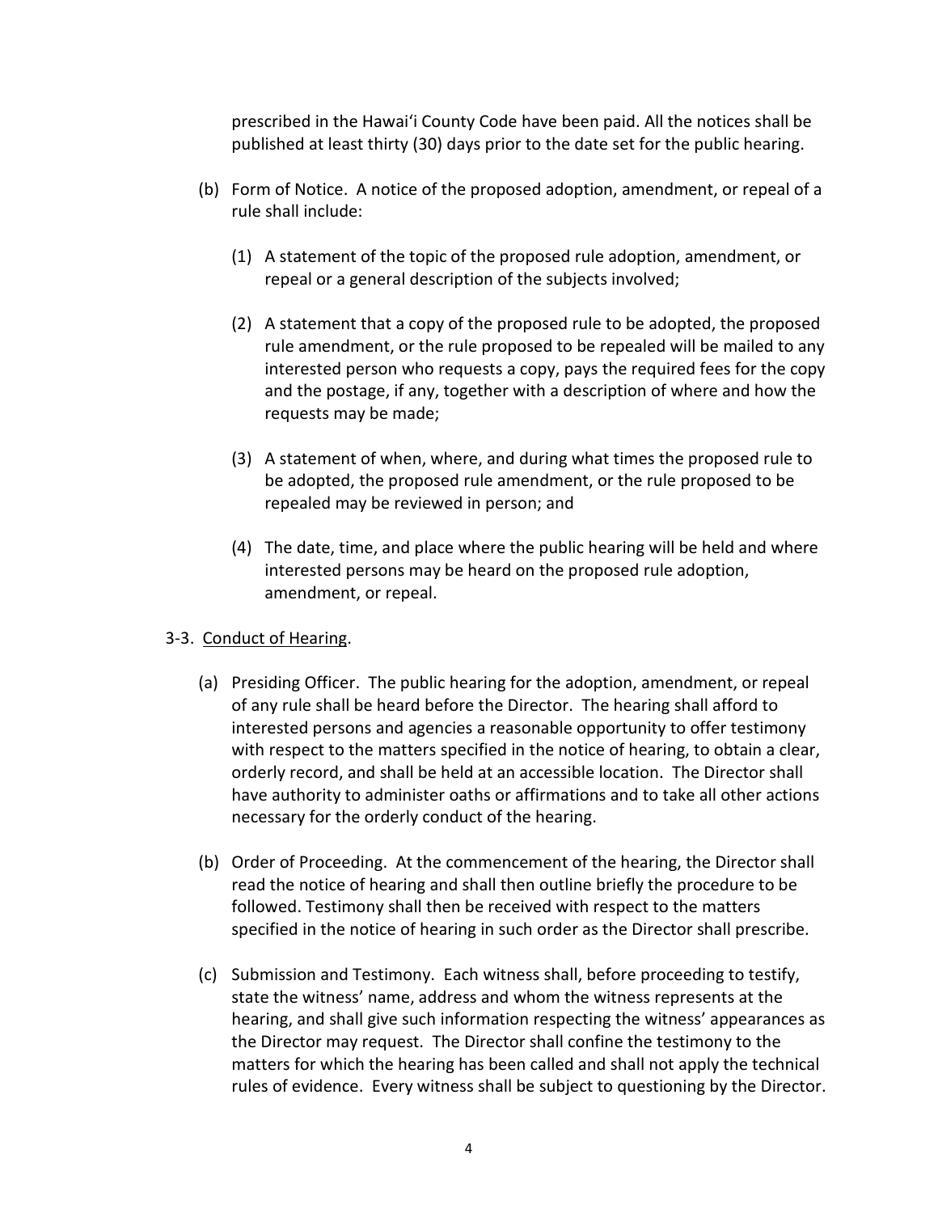prescribed in the Hawaiʻi County Code have been paid. All the notices shall be published at least thirty (30) days prior to the date set for the public hearing.

(b) Form of Notice. A notice of the proposed adoption, amendment, or repeal of a rule shall include:

(1) A statement of the topic of the proposed rule adoption, amendment, or repeal or a general description of the subjects involved;

(2) A statement that a copy of the proposed rule to be adopted, the proposed rule amendment, or the rule proposed to be repealed will be mailed to any interested person who requests a copy, pays the required fees for the copy and the postage, if any, together with a description of where and how the requests may be made;

(3) A statement of when, where, and during what times the proposed rule to be adopted, the proposed rule amendment, or the rule proposed to be repealed may be reviewed in person; and

(4) The date, time, and place where the public hearing will be held and where interested persons may be heard on the proposed rule adoption, amendment, or repeal.

3-3. Conduct of Hearing.

(a) Presiding Officer. The public hearing for the adoption, amendment, or repeal of any rule shall be heard before the Director. The hearing shall afford to interested persons and agencies a reasonable opportunity to offer testimony with respect to the matters specified in the notice of hearing, to obtain a clear, orderly record, and shall be held at an accessible location. The Director shall have authority to administer oaths or affirmations and to take all other actions necessary for the orderly conduct of the hearing.

(b) Order of Proceeding. At the commencement of the hearing, the Director shall read the notice of hearing and shall then outline briefly the procedure to be followed. Testimony shall then be received with respect to the matters specified in the notice of hearing in such order as the Director shall prescribe.

(c) Submission and Testimony. Each witness shall, before proceeding to testify, state the witness' name, address and whom the witness represents at the hearing, and shall give such information respecting the witness' appearances as the Director may request. The Director shall confine the testimony to the matters for which the hearing has been called and shall not apply the technical rules of evidence. Every witness shall be subject to questioning by the Director.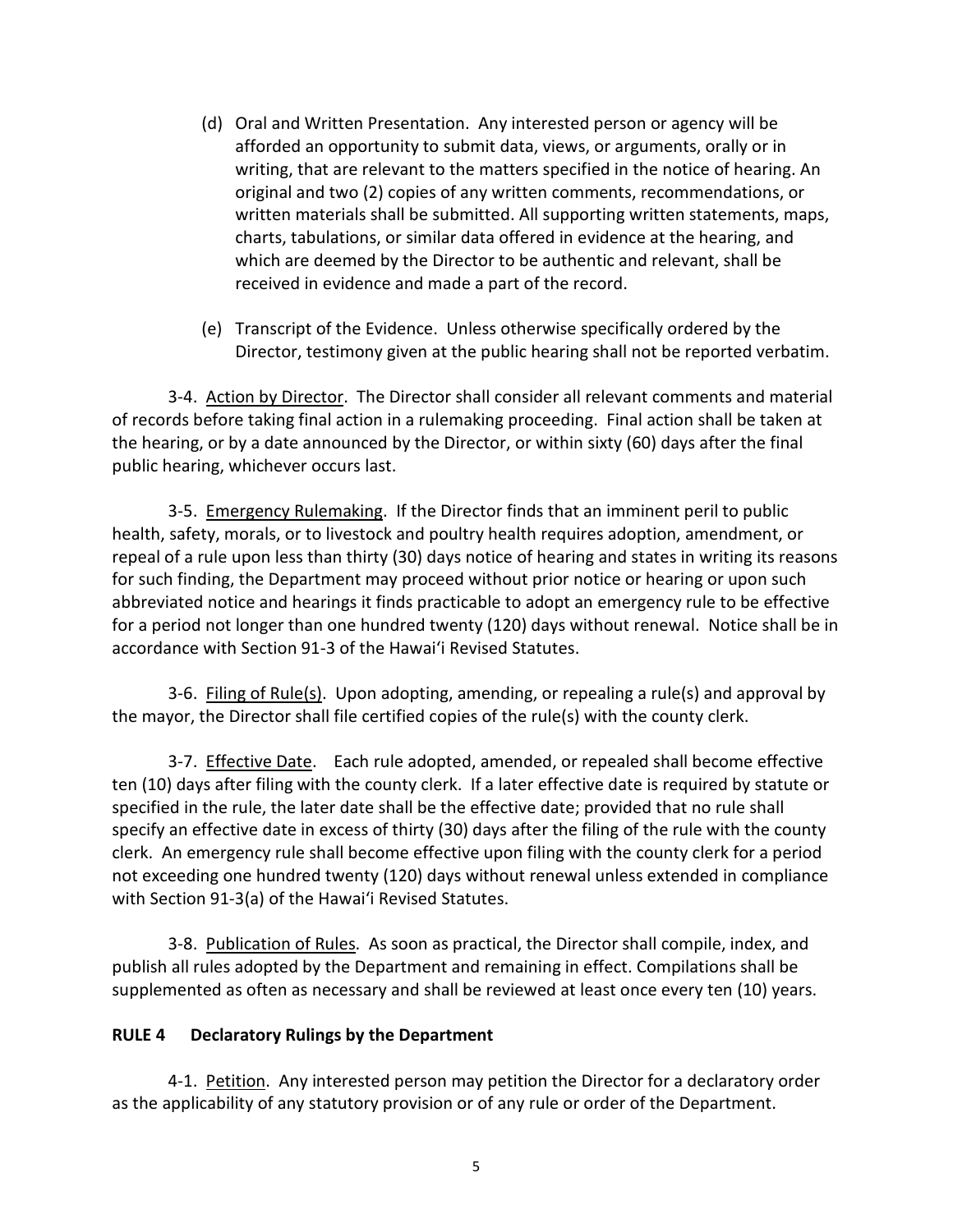(d) Oral and Written Presentation. Any interested person or agency will be afforded an opportunity to submit data, views, or arguments, orally or in writing, that are relevant to the matters specified in the notice of hearing. An original and two (2) copies of any written comments, recommendations, or written materials shall be submitted. All supporting written statements, maps, charts, tabulations, or similar data offered in evidence at the hearing, and which are deemed by the Director to be authentic and relevant, shall be received in evidence and made a part of the record.

(e) Transcript of the Evidence. Unless otherwise specifically ordered by the Director, testimony given at the public hearing shall not be reported verbatim.

3-4. Action by Director. The Director shall consider all relevant comments and material of records before taking final action in a rulemaking proceeding. Final action shall be taken at the hearing, or by a date announced by the Director, or within sixty (60) days after the final public hearing, whichever occurs last.

3-5. Emergency Rulemaking. If the Director finds that an imminent peril to public health, safety, morals, or to livestock and poultry health requires adoption, amendment, or repeal of a rule upon less than thirty (30) days notice of hearing and states in writing its reasons for such finding, the Department may proceed without prior notice or hearing or upon such abbreviated notice and hearings it finds practicable to adopt an emergency rule to be effective for a period not longer than one hundred twenty (120) days without renewal. Notice shall be in accordance with Section 91-3 of the Hawaiʻi Revised Statutes.

3-6. Filing of Rule(s). Upon adopting, amending, or repealing a rule(s) and approval by the mayor, the Director shall file certified copies of the rule(s) with the county clerk.

3-7. Effective Date. Each rule adopted, amended, or repealed shall become effective ten (10) days after filing with the county clerk. If a later effective date is required by statute or specified in the rule, the later date shall be the effective date; provided that no rule shall specify an effective date in excess of thirty (30) days after the filing of the rule with the county clerk. An emergency rule shall become effective upon filing with the county clerk for a period not exceeding one hundred twenty (120) days without renewal unless extended in compliance with Section 91-3(a) of the Hawaiʻi Revised Statutes.

3-8. Publication of Rules. As soon as practical, the Director shall compile, index, and publish all rules adopted by the Department and remaining in effect. Compilations shall be supplemented as often as necessary and shall be reviewed at least once every ten (10) years.

**RULE 4 Declaratory Rulings by the Department**

4-1. Petition. Any interested person may petition the Director for a declaratory order as the applicability of any statutory provision or of any rule or order of the Department.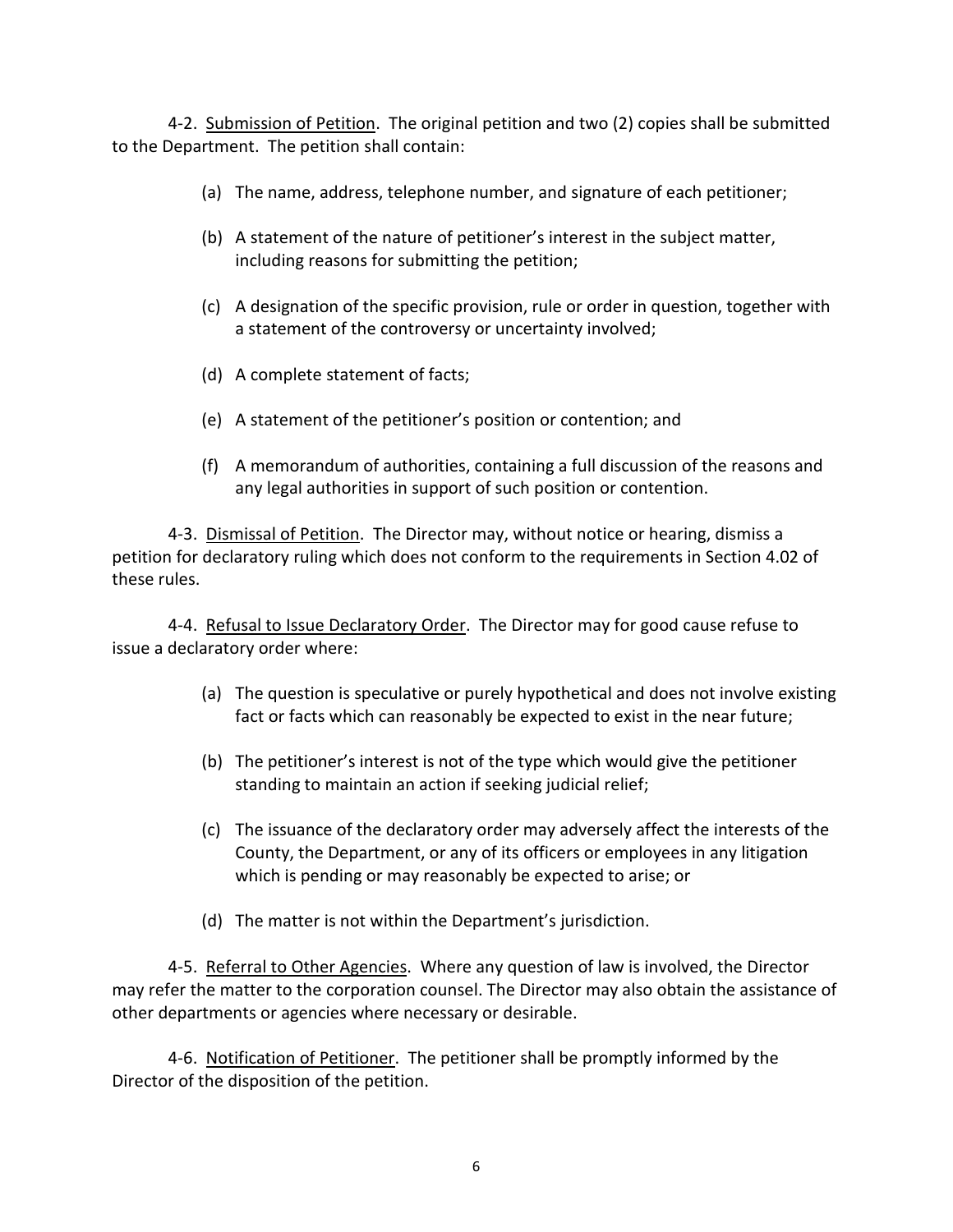4-2. Submission of Petition. The original petition and two (2) copies shall be submitted to the Department. The petition shall contain:

(a) The name, address, telephone number, and signature of each petitioner;

(b) A statement of the nature of petitioner's interest in the subject matter, including reasons for submitting the petition;

(c) A designation of the specific provision, rule or order in question, together with a statement of the controversy or uncertainty involved;

(d) A complete statement of facts;

(e) A statement of the petitioner's position or contention; and

(f) A memorandum of authorities, containing a full discussion of the reasons and any legal authorities in support of such position or contention.

4-3. Dismissal of Petition. The Director may, without notice or hearing, dismiss a petition for declaratory ruling which does not conform to the requirements in Section 4.02 of these rules.

4-4. Refusal to Issue Declaratory Order. The Director may for good cause refuse to issue a declaratory order where:

(a) The question is speculative or purely hypothetical and does not involve existing fact or facts which can reasonably be expected to exist in the near future;

(b) The petitioner's interest is not of the type which would give the petitioner standing to maintain an action if seeking judicial relief;

(c) The issuance of the declaratory order may adversely affect the interests of the County, the Department, or any of its officers or employees in any litigation which is pending or may reasonably be expected to arise; or

(d) The matter is not within the Department's jurisdiction.

4-5. Referral to Other Agencies. Where any question of law is involved, the Director may refer the matter to the corporation counsel. The Director may also obtain the assistance of other departments or agencies where necessary or desirable.

4-6. Notification of Petitioner. The petitioner shall be promptly informed by the Director of the disposition of the petition.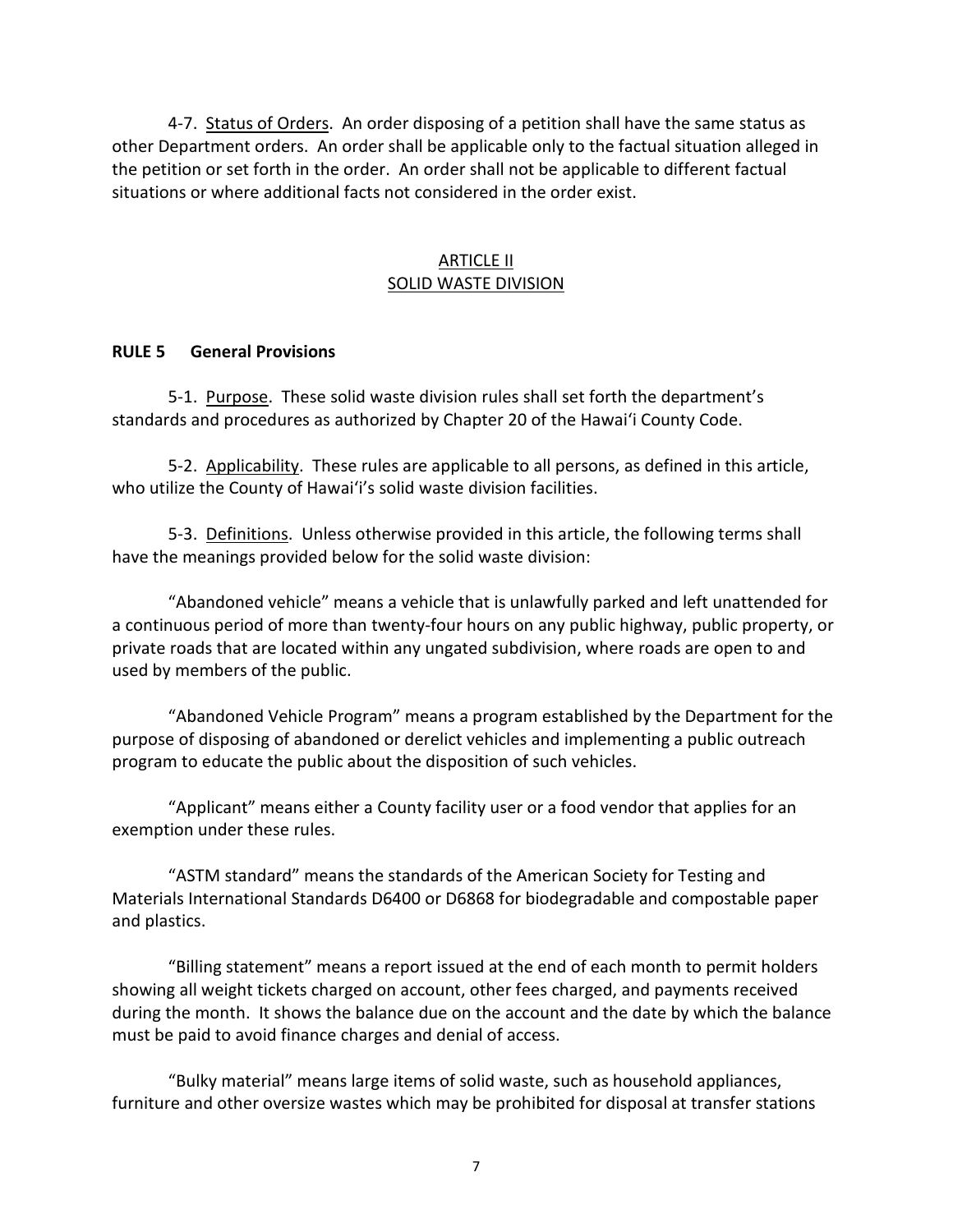4-7. Status of Orders. An order disposing of a petition shall have the same status as other Department orders. An order shall be applicable only to the factual situation alleged in the petition or set forth in the order. An order shall not be applicable to different factual situations or where additional facts not considered in the order exist.

## ARTICLE II
## SOLID WASTE DIVISION

### RULE 5 General Provisions

5-1. Purpose. These solid waste division rules shall set forth the department's standards and procedures as authorized by Chapter 20 of the Hawai'i County Code.

5-2. Applicability. These rules are applicable to all persons, as defined in this article, who utilize the County of Hawai'i's solid waste division facilities.

5-3. Definitions. Unless otherwise provided in this article, the following terms shall have the meanings provided below for the solid waste division:

"Abandoned vehicle" means a vehicle that is unlawfully parked and left unattended for a continuous period of more than twenty-four hours on any public highway, public property, or private roads that are located within any ungated subdivision, where roads are open to and used by members of the public.

"Abandoned Vehicle Program" means a program established by the Department for the purpose of disposing of abandoned or derelict vehicles and implementing a public outreach program to educate the public about the disposition of such vehicles.

"Applicant" means either a County facility user or a food vendor that applies for an exemption under these rules.

"ASTM standard" means the standards of the American Society for Testing and Materials International Standards D6400 or D6868 for biodegradable and compostable paper and plastics.

"Billing statement" means a report issued at the end of each month to permit holders showing all weight tickets charged on account, other fees charged, and payments received during the month. It shows the balance due on the account and the date by which the balance must be paid to avoid finance charges and denial of access.

"Bulky material" means large items of solid waste, such as household appliances, furniture and other oversize wastes which may be prohibited for disposal at transfer stations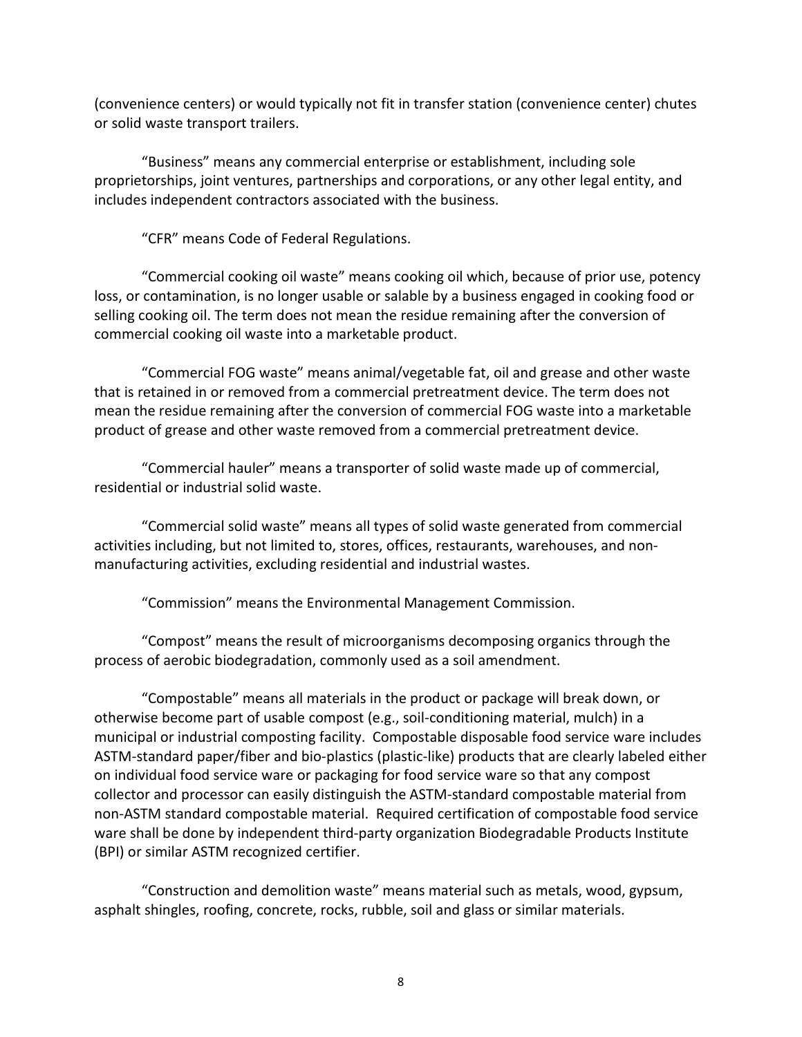(convenience centers) or would typically not fit in transfer station (convenience center) chutes or solid waste transport trailers.

"Business" means any commercial enterprise or establishment, including sole proprietorships, joint ventures, partnerships and corporations, or any other legal entity, and includes independent contractors associated with the business.

"CFR" means Code of Federal Regulations.

"Commercial cooking oil waste" means cooking oil which, because of prior use, potency loss, or contamination, is no longer usable or salable by a business engaged in cooking food or selling cooking oil. The term does not mean the residue remaining after the conversion of commercial cooking oil waste into a marketable product.

"Commercial FOG waste" means animal/vegetable fat, oil and grease and other waste that is retained in or removed from a commercial pretreatment device. The term does not mean the residue remaining after the conversion of commercial FOG waste into a marketable product of grease and other waste removed from a commercial pretreatment device.

"Commercial hauler" means a transporter of solid waste made up of commercial, residential or industrial solid waste.

"Commercial solid waste" means all types of solid waste generated from commercial activities including, but not limited to, stores, offices, restaurants, warehouses, and non-manufacturing activities, excluding residential and industrial wastes.

"Commission" means the Environmental Management Commission.

"Compost" means the result of microorganisms decomposing organics through the process of aerobic biodegradation, commonly used as a soil amendment.

"Compostable" means all materials in the product or package will break down, or otherwise become part of usable compost (e.g., soil-conditioning material, mulch) in a municipal or industrial composting facility. Compostable disposable food service ware includes ASTM-standard paper/fiber and bio-plastics (plastic-like) products that are clearly labeled either on individual food service ware or packaging for food service ware so that any compost collector and processor can easily distinguish the ASTM-standard compostable material from non-ASTM standard compostable material. Required certification of compostable food service ware shall be done by independent third-party organization Biodegradable Products Institute (BPI) or similar ASTM recognized certifier.

"Construction and demolition waste" means material such as metals, wood, gypsum, asphalt shingles, roofing, concrete, rocks, rubble, soil and glass or similar materials.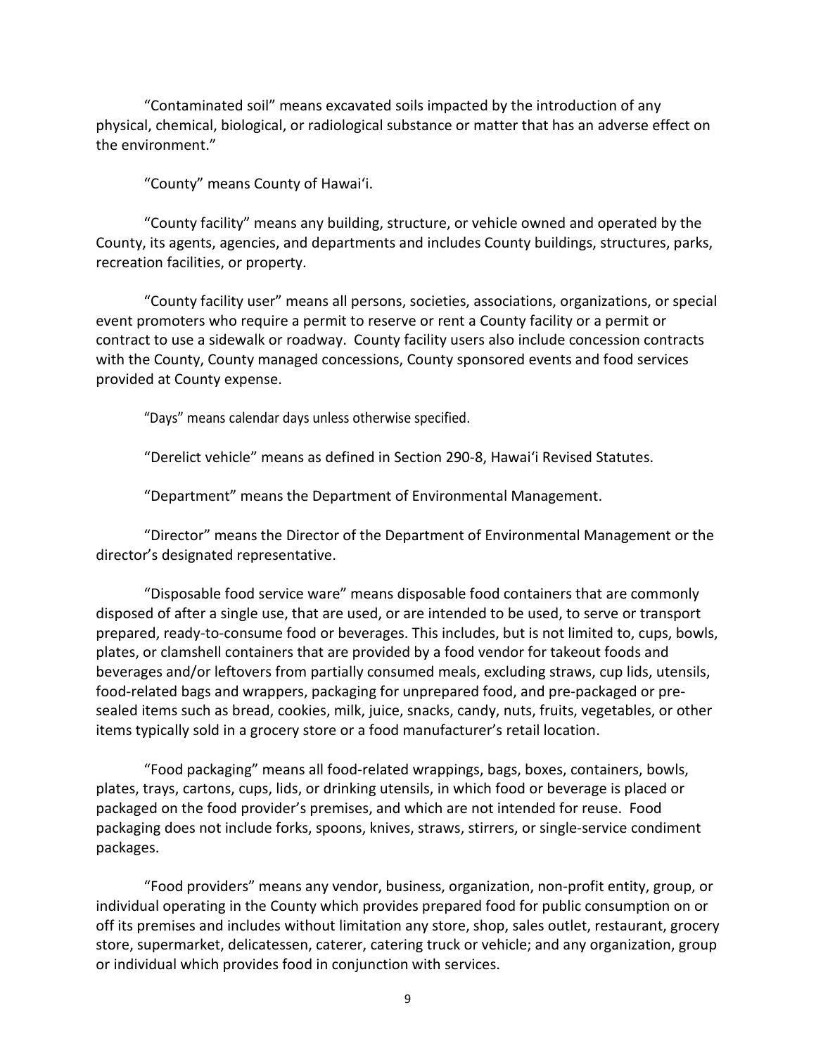"Contaminated soil" means excavated soils impacted by the introduction of any physical, chemical, biological, or radiological substance or matter that has an adverse effect on the environment."

"County" means County of Hawaiʻi.

"County facility" means any building, structure, or vehicle owned and operated by the County, its agents, agencies, and departments and includes County buildings, structures, parks, recreation facilities, or property.

"County facility user" means all persons, societies, associations, organizations, or special event promoters who require a permit to reserve or rent a County facility or a permit or contract to use a sidewalk or roadway. County facility users also include concession contracts with the County, County managed concessions, County sponsored events and food services provided at County expense.

"Days" means calendar days unless otherwise specified.

"Derelict vehicle" means as defined in Section 290-8, Hawaiʻi Revised Statutes.

"Department" means the Department of Environmental Management.

"Director" means the Director of the Department of Environmental Management or the director's designated representative.

"Disposable food service ware" means disposable food containers that are commonly disposed of after a single use, that are used, or are intended to be used, to serve or transport prepared, ready-to-consume food or beverages. This includes, but is not limited to, cups, bowls, plates, or clamshell containers that are provided by a food vendor for takeout foods and beverages and/or leftovers from partially consumed meals, excluding straws, cup lids, utensils, food-related bags and wrappers, packaging for unprepared food, and pre-packaged or pre-sealed items such as bread, cookies, milk, juice, snacks, candy, nuts, fruits, vegetables, or other items typically sold in a grocery store or a food manufacturer's retail location.

"Food packaging" means all food-related wrappings, bags, boxes, containers, bowls, plates, trays, cartons, cups, lids, or drinking utensils, in which food or beverage is placed or packaged on the food provider's premises, and which are not intended for reuse. Food packaging does not include forks, spoons, knives, straws, stirrers, or single-service condiment packages.

"Food providers" means any vendor, business, organization, non-profit entity, group, or individual operating in the County which provides prepared food for public consumption on or off its premises and includes without limitation any store, shop, sales outlet, restaurant, grocery store, supermarket, delicatessen, caterer, catering truck or vehicle; and any organization, group or individual which provides food in conjunction with services.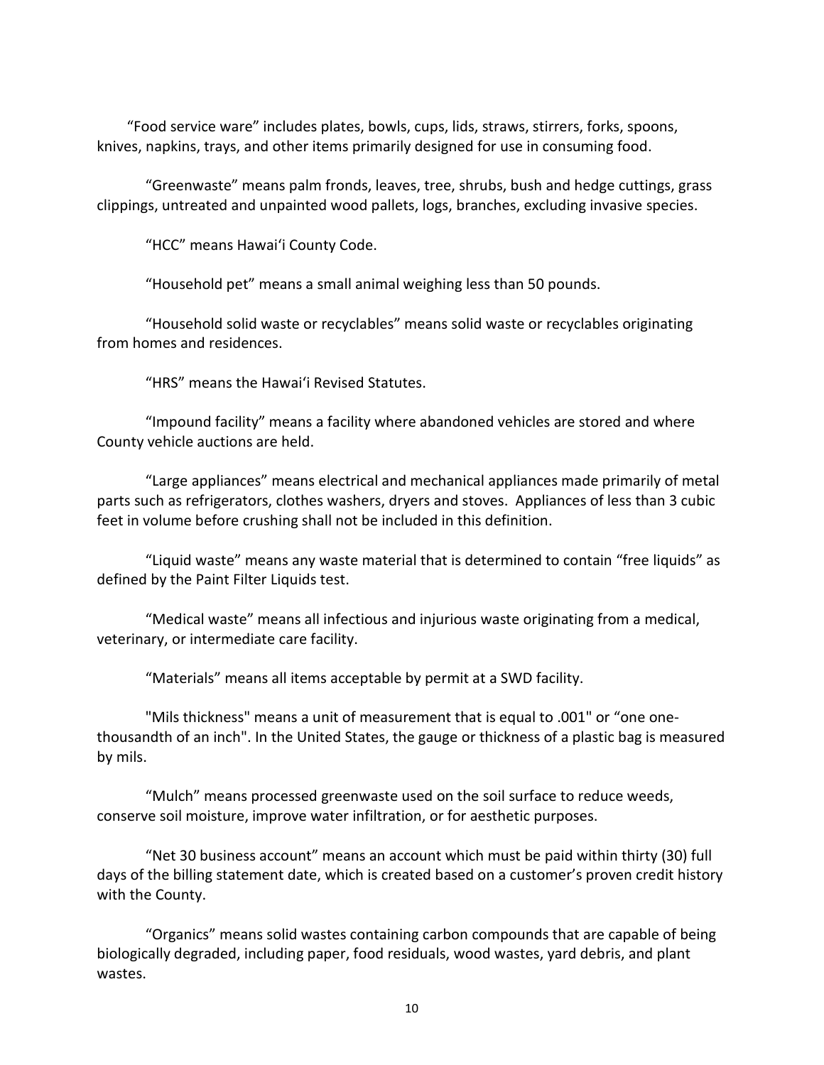"Food service ware" includes plates, bowls, cups, lids, straws, stirrers, forks, spoons, knives, napkins, trays, and other items primarily designed for use in consuming food.

"Greenwaste" means palm fronds, leaves, tree, shrubs, bush and hedge cuttings, grass clippings, untreated and unpainted wood pallets, logs, branches, excluding invasive species.

"HCC" means Hawaiʻi County Code.

"Household pet" means a small animal weighing less than 50 pounds.

"Household solid waste or recyclables" means solid waste or recyclables originating from homes and residences.

"HRS" means the Hawaiʻi Revised Statutes.

"Impound facility" means a facility where abandoned vehicles are stored and where County vehicle auctions are held.

"Large appliances" means electrical and mechanical appliances made primarily of metal parts such as refrigerators, clothes washers, dryers and stoves. Appliances of less than 3 cubic feet in volume before crushing shall not be included in this definition.

"Liquid waste" means any waste material that is determined to contain "free liquids" as defined by the Paint Filter Liquids test.

"Medical waste" means all infectious and injurious waste originating from a medical, veterinary, or intermediate care facility.

"Materials" means all items acceptable by permit at a SWD facility.

"Mils thickness" means a unit of measurement that is equal to .001" or "one one-thousandth of an inch". In the United States, the gauge or thickness of a plastic bag is measured by mils.

"Mulch" means processed greenwaste used on the soil surface to reduce weeds, conserve soil moisture, improve water infiltration, or for aesthetic purposes.

"Net 30 business account" means an account which must be paid within thirty (30) full days of the billing statement date, which is created based on a customer's proven credit history with the County.

"Organics" means solid wastes containing carbon compounds that are capable of being biologically degraded, including paper, food residuals, wood wastes, yard debris, and plant wastes.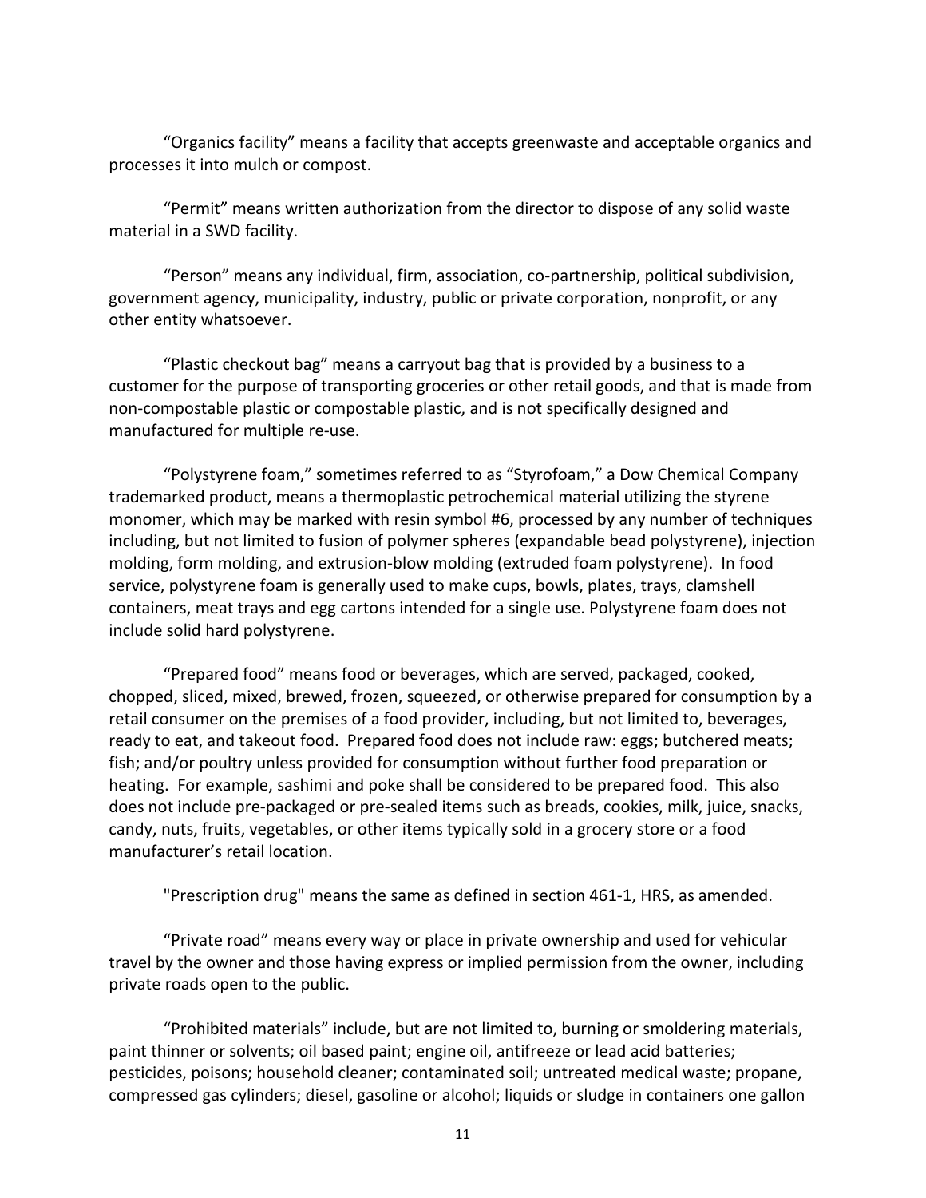“Organics facility” means a facility that accepts greenwaste and acceptable organics and processes it into mulch or compost.

“Permit” means written authorization from the director to dispose of any solid waste material in a SWD facility.

“Person” means any individual, firm, association, co-partnership, political subdivision, government agency, municipality, industry, public or private corporation, nonprofit, or any other entity whatsoever.

“Plastic checkout bag” means a carryout bag that is provided by a business to a customer for the purpose of transporting groceries or other retail goods, and that is made from non-compostable plastic or compostable plastic, and is not specifically designed and manufactured for multiple re-use.

“Polystyrene foam,” sometimes referred to as “Styrofoam,” a Dow Chemical Company trademarked product, means a thermoplastic petrochemical material utilizing the styrene monomer, which may be marked with resin symbol #6, processed by any number of techniques including, but not limited to fusion of polymer spheres (expandable bead polystyrene), injection molding, form molding, and extrusion-blow molding (extruded foam polystyrene). In food service, polystyrene foam is generally used to make cups, bowls, plates, trays, clamshell containers, meat trays and egg cartons intended for a single use. Polystyrene foam does not include solid hard polystyrene.

“Prepared food” means food or beverages, which are served, packaged, cooked, chopped, sliced, mixed, brewed, frozen, squeezed, or otherwise prepared for consumption by a retail consumer on the premises of a food provider, including, but not limited to, beverages, ready to eat, and takeout food. Prepared food does not include raw: eggs; butchered meats; fish; and/or poultry unless provided for consumption without further food preparation or heating. For example, sashimi and poke shall be considered to be prepared food. This also does not include pre-packaged or pre-sealed items such as breads, cookies, milk, juice, snacks, candy, nuts, fruits, vegetables, or other items typically sold in a grocery store or a food manufacturer’s retail location.

"Prescription drug" means the same as defined in section 461-1, HRS, as amended.

“Private road” means every way or place in private ownership and used for vehicular travel by the owner and those having express or implied permission from the owner, including private roads open to the public.

“Prohibited materials” include, but are not limited to, burning or smoldering materials, paint thinner or solvents; oil based paint; engine oil, antifreeze or lead acid batteries; pesticides, poisons; household cleaner; contaminated soil; untreated medical waste; propane, compressed gas cylinders; diesel, gasoline or alcohol; liquids or sludge in containers one gallon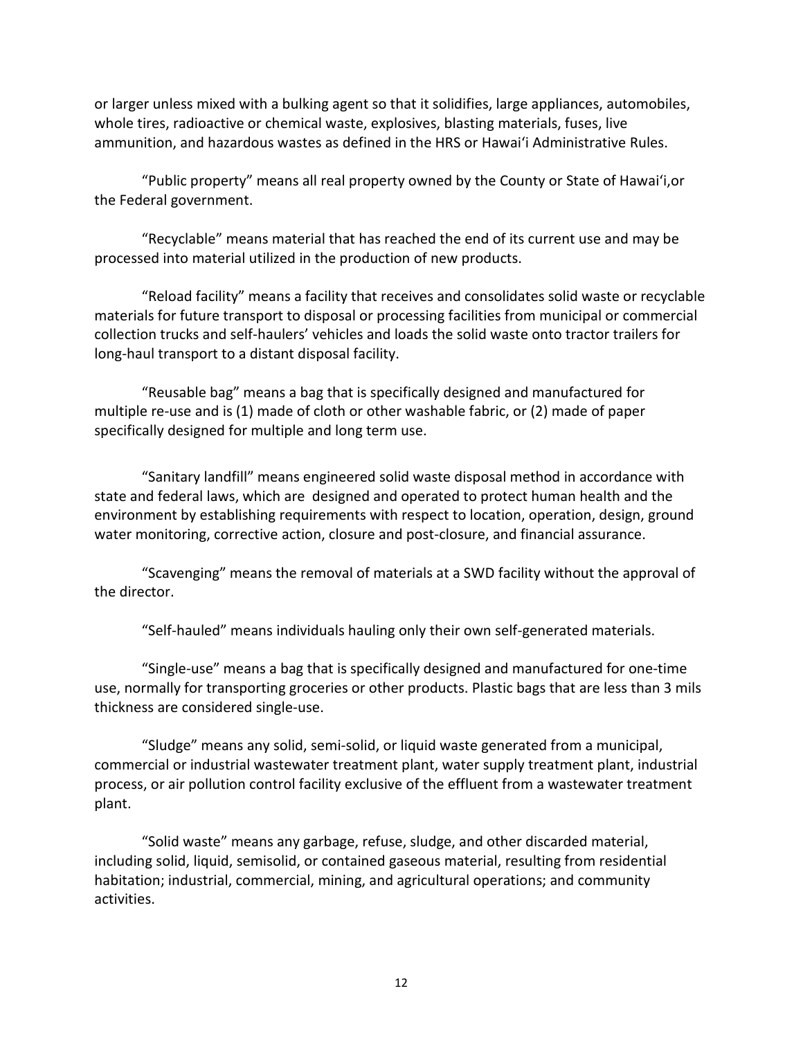or larger unless mixed with a bulking agent so that it solidifies, large appliances, automobiles, whole tires, radioactive or chemical waste, explosives, blasting materials, fuses, live ammunition, and hazardous wastes as defined in the HRS or Hawai'i Administrative Rules.

"Public property" means all real property owned by the County or State of Hawai'i,or the Federal government.

"Recyclable" means material that has reached the end of its current use and may be processed into material utilized in the production of new products.

"Reload facility" means a facility that receives and consolidates solid waste or recyclable materials for future transport to disposal or processing facilities from municipal or commercial collection trucks and self-haulers' vehicles and loads the solid waste onto tractor trailers for long-haul transport to a distant disposal facility.

"Reusable bag" means a bag that is specifically designed and manufactured for multiple re-use and is (1) made of cloth or other washable fabric, or (2) made of paper specifically designed for multiple and long term use.

"Sanitary landfill" means engineered solid waste disposal method in accordance with state and federal laws, which are designed and operated to protect human health and the environment by establishing requirements with respect to location, operation, design, ground water monitoring, corrective action, closure and post-closure, and financial assurance.

"Scavenging" means the removal of materials at a SWD facility without the approval of the director.

"Self-hauled" means individuals hauling only their own self-generated materials.

"Single-use" means a bag that is specifically designed and manufactured for one-time use, normally for transporting groceries or other products. Plastic bags that are less than 3 mils thickness are considered single-use.

"Sludge" means any solid, semi-solid, or liquid waste generated from a municipal, commercial or industrial wastewater treatment plant, water supply treatment plant, industrial process, or air pollution control facility exclusive of the effluent from a wastewater treatment plant.

"Solid waste" means any garbage, refuse, sludge, and other discarded material, including solid, liquid, semisolid, or contained gaseous material, resulting from residential habitation; industrial, commercial, mining, and agricultural operations; and community activities.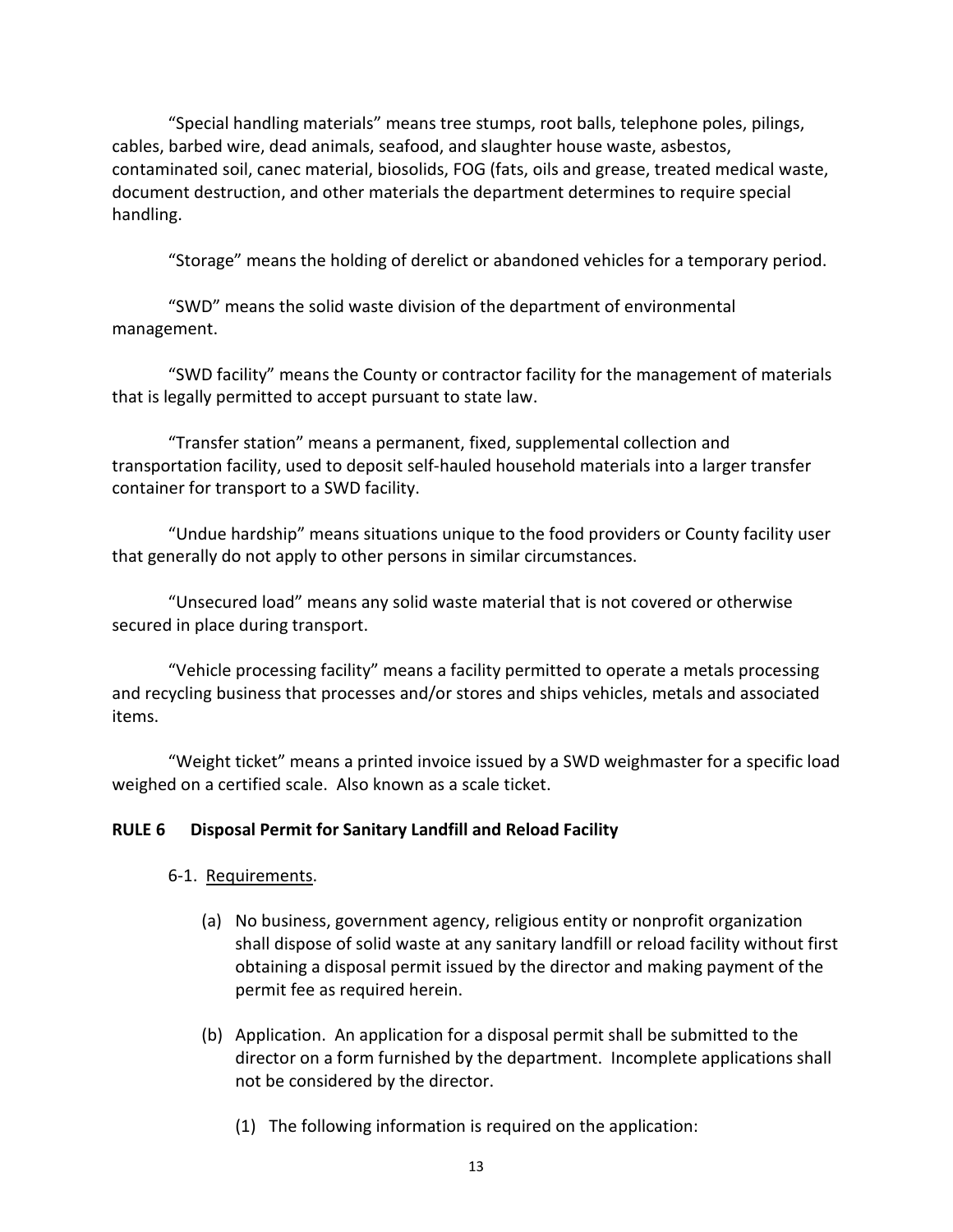"Special handling materials" means tree stumps, root balls, telephone poles, pilings, cables, barbed wire, dead animals, seafood, and slaughter house waste, asbestos, contaminated soil, canec material, biosolids, FOG (fats, oils and grease, treated medical waste, document destruction, and other materials the department determines to require special handling.

"Storage" means the holding of derelict or abandoned vehicles for a temporary period.

"SWD" means the solid waste division of the department of environmental management.

"SWD facility" means the County or contractor facility for the management of materials that is legally permitted to accept pursuant to state law.

"Transfer station" means a permanent, fixed, supplemental collection and transportation facility, used to deposit self-hauled household materials into a larger transfer container for transport to a SWD facility.

"Undue hardship" means situations unique to the food providers or County facility user that generally do not apply to other persons in similar circumstances.

"Unsecured load" means any solid waste material that is not covered or otherwise secured in place during transport.

"Vehicle processing facility" means a facility permitted to operate a metals processing and recycling business that processes and/or stores and ships vehicles, metals and associated items.

"Weight ticket" means a printed invoice issued by a SWD weighmaster for a specific load weighed on a certified scale. Also known as a scale ticket.

## RULE 6 Disposal Permit for Sanitary Landfill and Reload Facility

6-1. Requirements.

(a) No business, government agency, religious entity or nonprofit organization shall dispose of solid waste at any sanitary landfill or reload facility without first obtaining a disposal permit issued by the director and making payment of the permit fee as required herein.

(b) Application. An application for a disposal permit shall be submitted to the director on a form furnished by the department. Incomplete applications shall not be considered by the director.

(1) The following information is required on the application: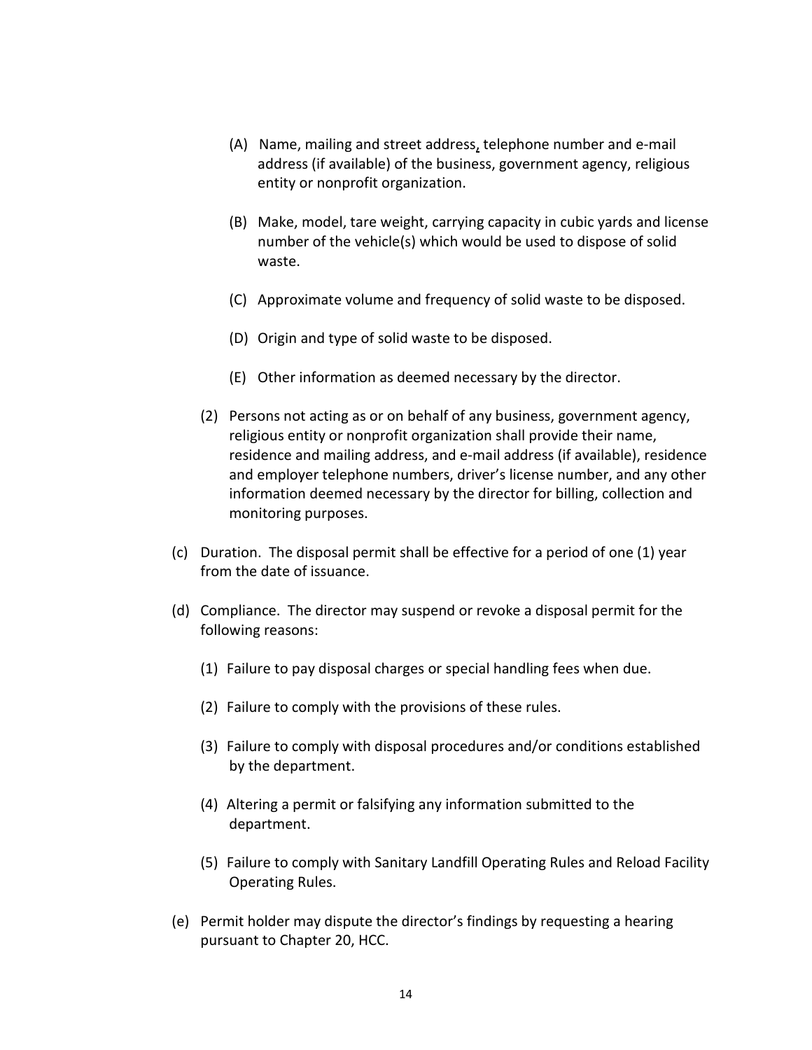(A) Name, mailing and street address, telephone number and e-mail address (if available) of the business, government agency, religious entity or nonprofit organization.

(B) Make, model, tare weight, carrying capacity in cubic yards and license number of the vehicle(s) which would be used to dispose of solid waste.

(C) Approximate volume and frequency of solid waste to be disposed.

(D) Origin and type of solid waste to be disposed.

(E) Other information as deemed necessary by the director.

(2) Persons not acting as or on behalf of any business, government agency, religious entity or nonprofit organization shall provide their name, residence and mailing address, and e-mail address (if available), residence and employer telephone numbers, driver's license number, and any other information deemed necessary by the director for billing, collection and monitoring purposes.

(c) Duration. The disposal permit shall be effective for a period of one (1) year from the date of issuance.

(d) Compliance. The director may suspend or revoke a disposal permit for the following reasons:

(1) Failure to pay disposal charges or special handling fees when due.

(2) Failure to comply with the provisions of these rules.

(3) Failure to comply with disposal procedures and/or conditions established by the department.

(4) Altering a permit or falsifying any information submitted to the department.

(5) Failure to comply with Sanitary Landfill Operating Rules and Reload Facility Operating Rules.

(e) Permit holder may dispute the director's findings by requesting a hearing pursuant to Chapter 20, HCC.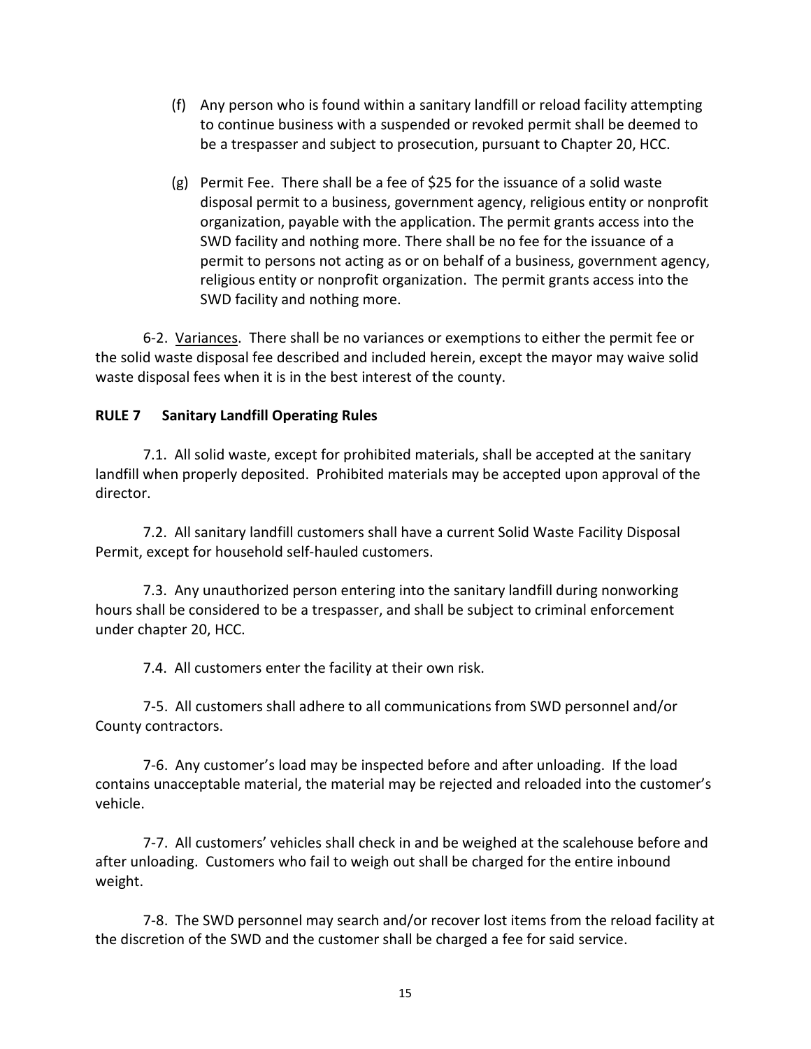(f) Any person who is found within a sanitary landfill or reload facility attempting to continue business with a suspended or revoked permit shall be deemed to be a trespasser and subject to prosecution, pursuant to Chapter 20, HCC.

(g) Permit Fee. There shall be a fee of $25 for the issuance of a solid waste disposal permit to a business, government agency, religious entity or nonprofit organization, payable with the application. The permit grants access into the SWD facility and nothing more. There shall be no fee for the issuance of a permit to persons not acting as or on behalf of a business, government agency, religious entity or nonprofit organization. The permit grants access into the SWD facility and nothing more.

6-2. <u>Variances</u>. There shall be no variances or exemptions to either the permit fee or the solid waste disposal fee described and included herein, except the mayor may waive solid waste disposal fees when it is in the best interest of the county.

**RULE 7 Sanitary Landfill Operating Rules**

7.1. All solid waste, except for prohibited materials, shall be accepted at the sanitary landfill when properly deposited. Prohibited materials may be accepted upon approval of the director.

7.2. All sanitary landfill customers shall have a current Solid Waste Facility Disposal Permit, except for household self-hauled customers.

7.3. Any unauthorized person entering into the sanitary landfill during nonworking hours shall be considered to be a trespasser, and shall be subject to criminal enforcement under chapter 20, HCC.

7.4. All customers enter the facility at their own risk.

7-5. All customers shall adhere to all communications from SWD personnel and/or County contractors.

7-6. Any customer's load may be inspected before and after unloading. If the load contains unacceptable material, the material may be rejected and reloaded into the customer's vehicle.

7-7. All customers' vehicles shall check in and be weighed at the scalehouse before and after unloading. Customers who fail to weigh out shall be charged for the entire inbound weight.

7-8. The SWD personnel may search and/or recover lost items from the reload facility at the discretion of the SWD and the customer shall be charged a fee for said service.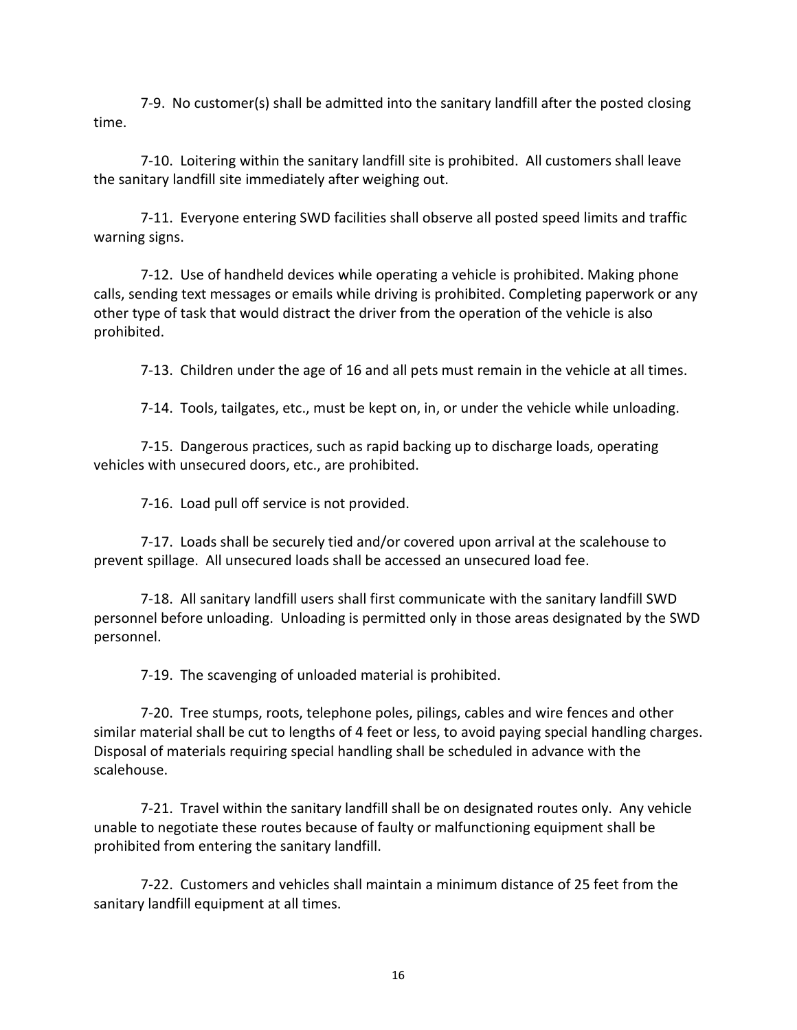7-9. No customer(s) shall be admitted into the sanitary landfill after the posted closing time.

7-10. Loitering within the sanitary landfill site is prohibited. All customers shall leave the sanitary landfill site immediately after weighing out.

7-11. Everyone entering SWD facilities shall observe all posted speed limits and traffic warning signs.

7-12. Use of handheld devices while operating a vehicle is prohibited. Making phone calls, sending text messages or emails while driving is prohibited. Completing paperwork or any other type of task that would distract the driver from the operation of the vehicle is also prohibited.

7-13. Children under the age of 16 and all pets must remain in the vehicle at all times.

7-14. Tools, tailgates, etc., must be kept on, in, or under the vehicle while unloading.

7-15. Dangerous practices, such as rapid backing up to discharge loads, operating vehicles with unsecured doors, etc., are prohibited.

7-16. Load pull off service is not provided.

7-17. Loads shall be securely tied and/or covered upon arrival at the scalehouse to prevent spillage. All unsecured loads shall be accessed an unsecured load fee.

7-18. All sanitary landfill users shall first communicate with the sanitary landfill SWD personnel before unloading. Unloading is permitted only in those areas designated by the SWD personnel.

7-19. The scavenging of unloaded material is prohibited.

7-20. Tree stumps, roots, telephone poles, pilings, cables and wire fences and other similar material shall be cut to lengths of 4 feet or less, to avoid paying special handling charges. Disposal of materials requiring special handling shall be scheduled in advance with the scalehouse.

7-21. Travel within the sanitary landfill shall be on designated routes only. Any vehicle unable to negotiate these routes because of faulty or malfunctioning equipment shall be prohibited from entering the sanitary landfill.

7-22. Customers and vehicles shall maintain a minimum distance of 25 feet from the sanitary landfill equipment at all times.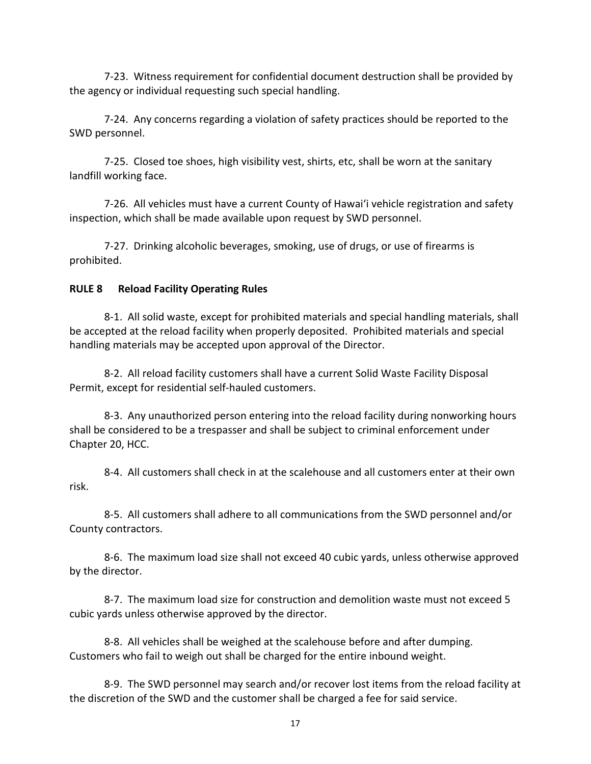7-23. Witness requirement for confidential document destruction shall be provided by the agency or individual requesting such special handling.

7-24. Any concerns regarding a violation of safety practices should be reported to the SWD personnel.

7-25. Closed toe shoes, high visibility vest, shirts, etc, shall be worn at the sanitary landfill working face.

7-26. All vehicles must have a current County of Hawaiʻi vehicle registration and safety inspection, which shall be made available upon request by SWD personnel.

7-27. Drinking alcoholic beverages, smoking, use of drugs, or use of firearms is prohibited.

**RULE 8 Reload Facility Operating Rules**

8-1. All solid waste, except for prohibited materials and special handling materials, shall be accepted at the reload facility when properly deposited. Prohibited materials and special handling materials may be accepted upon approval of the Director.

8-2. All reload facility customers shall have a current Solid Waste Facility Disposal Permit, except for residential self-hauled customers.

8-3. Any unauthorized person entering into the reload facility during nonworking hours shall be considered to be a trespasser and shall be subject to criminal enforcement under Chapter 20, HCC.

8-4. All customers shall check in at the scalehouse and all customers enter at their own risk.

8-5. All customers shall adhere to all communications from the SWD personnel and/or County contractors.

8-6. The maximum load size shall not exceed 40 cubic yards, unless otherwise approved by the director.

8-7. The maximum load size for construction and demolition waste must not exceed 5 cubic yards unless otherwise approved by the director.

8-8. All vehicles shall be weighed at the scalehouse before and after dumping. Customers who fail to weigh out shall be charged for the entire inbound weight.

8-9. The SWD personnel may search and/or recover lost items from the reload facility at the discretion of the SWD and the customer shall be charged a fee for said service.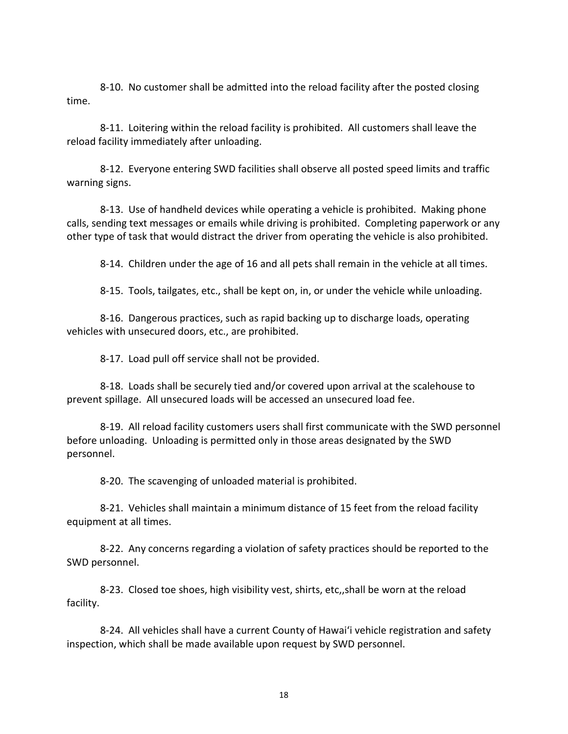8-10. No customer shall be admitted into the reload facility after the posted closing time.

8-11. Loitering within the reload facility is prohibited. All customers shall leave the reload facility immediately after unloading.

8-12. Everyone entering SWD facilities shall observe all posted speed limits and traffic warning signs.

8-13. Use of handheld devices while operating a vehicle is prohibited. Making phone calls, sending text messages or emails while driving is prohibited. Completing paperwork or any other type of task that would distract the driver from operating the vehicle is also prohibited.

8-14. Children under the age of 16 and all pets shall remain in the vehicle at all times.

8-15. Tools, tailgates, etc., shall be kept on, in, or under the vehicle while unloading.

8-16. Dangerous practices, such as rapid backing up to discharge loads, operating vehicles with unsecured doors, etc., are prohibited.

8-17. Load pull off service shall not be provided.

8-18. Loads shall be securely tied and/or covered upon arrival at the scalehouse to prevent spillage. All unsecured loads will be accessed an unsecured load fee.

8-19. All reload facility customers users shall first communicate with the SWD personnel before unloading. Unloading is permitted only in those areas designated by the SWD personnel.

8-20. The scavenging of unloaded material is prohibited.

8-21. Vehicles shall maintain a minimum distance of 15 feet from the reload facility equipment at all times.

8-22. Any concerns regarding a violation of safety practices should be reported to the SWD personnel.

8-23. Closed toe shoes, high visibility vest, shirts, etc,,shall be worn at the reload facility.

8-24. All vehicles shall have a current County of Hawai'i vehicle registration and safety inspection, which shall be made available upon request by SWD personnel.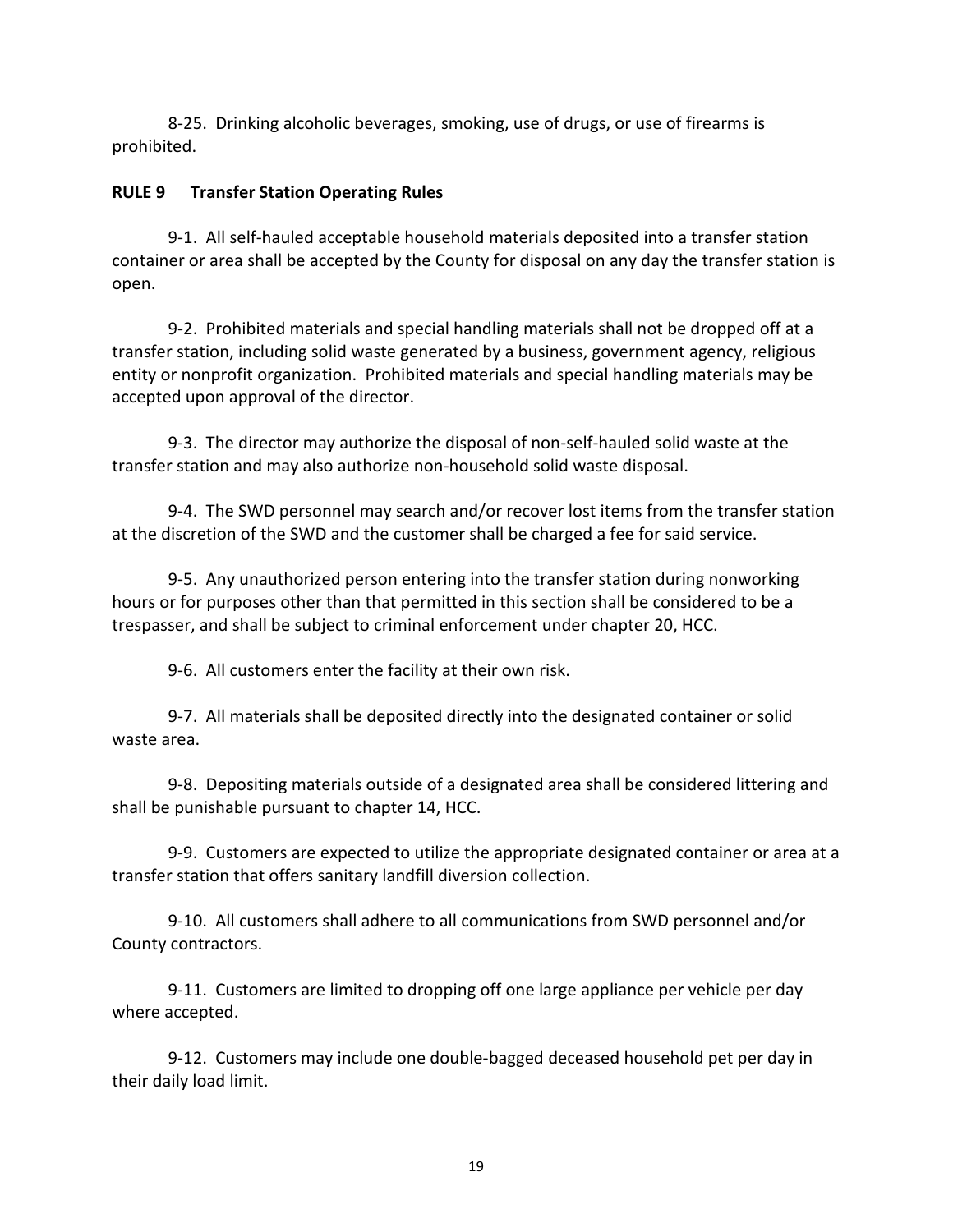8-25. Drinking alcoholic beverages, smoking, use of drugs, or use of firearms is prohibited.

**RULE 9 Transfer Station Operating Rules**

9-1. All self-hauled acceptable household materials deposited into a transfer station container or area shall be accepted by the County for disposal on any day the transfer station is open.

9-2. Prohibited materials and special handling materials shall not be dropped off at a transfer station, including solid waste generated by a business, government agency, religious entity or nonprofit organization. Prohibited materials and special handling materials may be accepted upon approval of the director.

9-3. The director may authorize the disposal of non-self-hauled solid waste at the transfer station and may also authorize non-household solid waste disposal.

9-4. The SWD personnel may search and/or recover lost items from the transfer station at the discretion of the SWD and the customer shall be charged a fee for said service.

9-5. Any unauthorized person entering into the transfer station during nonworking hours or for purposes other than that permitted in this section shall be considered to be a trespasser, and shall be subject to criminal enforcement under chapter 20, HCC.

9-6. All customers enter the facility at their own risk.

9-7. All materials shall be deposited directly into the designated container or solid waste area.

9-8. Depositing materials outside of a designated area shall be considered littering and shall be punishable pursuant to chapter 14, HCC.

9-9. Customers are expected to utilize the appropriate designated container or area at a transfer station that offers sanitary landfill diversion collection.

9-10. All customers shall adhere to all communications from SWD personnel and/or County contractors.

9-11. Customers are limited to dropping off one large appliance per vehicle per day where accepted.

9-12. Customers may include one double-bagged deceased household pet per day in their daily load limit.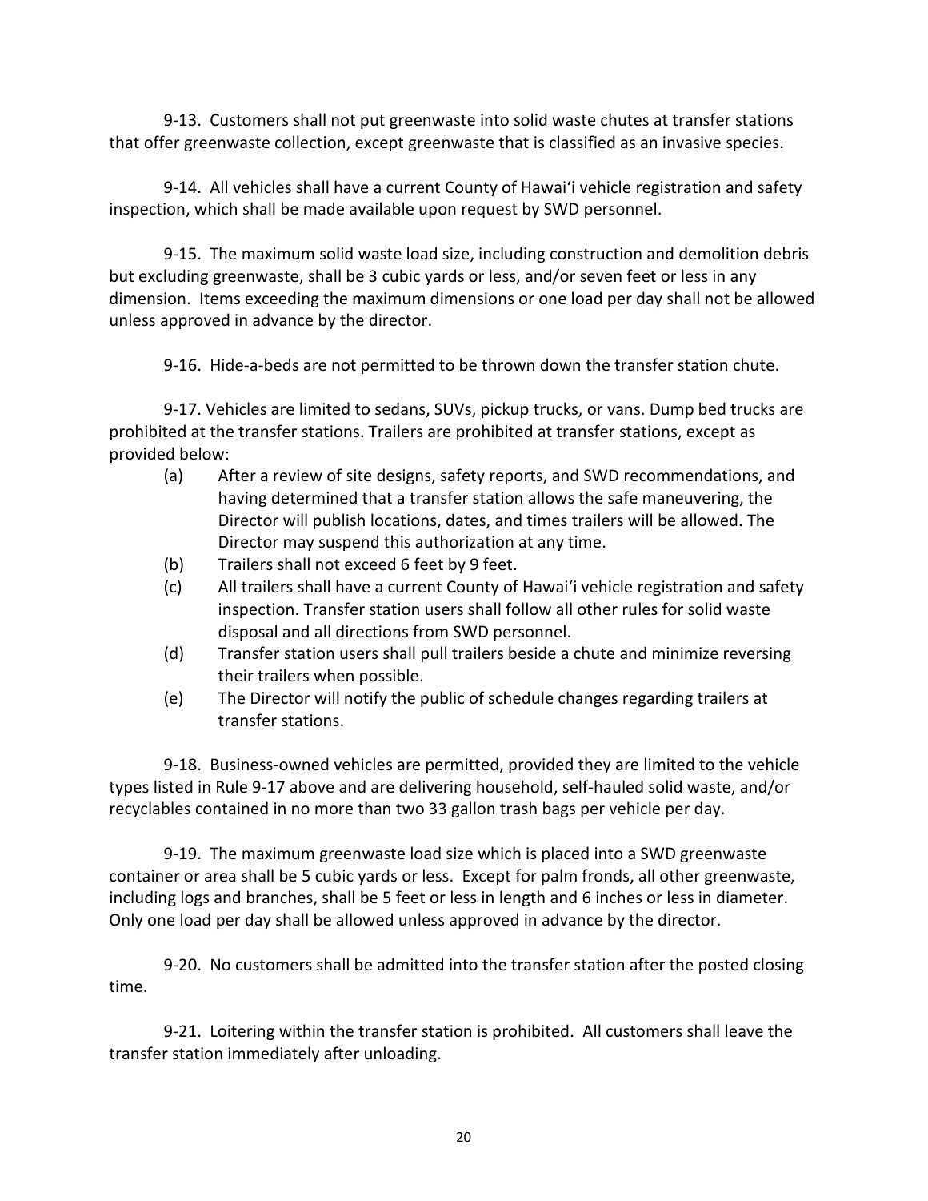9-13. Customers shall not put greenwaste into solid waste chutes at transfer stations that offer greenwaste collection, except greenwaste that is classified as an invasive species.

9-14. All vehicles shall have a current County of Hawaiʻi vehicle registration and safety inspection, which shall be made available upon request by SWD personnel.

9-15. The maximum solid waste load size, including construction and demolition debris but excluding greenwaste, shall be 3 cubic yards or less, and/or seven feet or less in any dimension. Items exceeding the maximum dimensions or one load per day shall not be allowed unless approved in advance by the director.

9-16. Hide-a-beds are not permitted to be thrown down the transfer station chute.

9-17. Vehicles are limited to sedans, SUVs, pickup trucks, or vans. Dump bed trucks are prohibited at the transfer stations. Trailers are prohibited at transfer stations, except as provided below:

(a) After a review of site designs, safety reports, and SWD recommendations, and having determined that a transfer station allows the safe maneuvering, the Director will publish locations, dates, and times trailers will be allowed. The Director may suspend this authorization at any time.

(b) Trailers shall not exceed 6 feet by 9 feet.

(c) All trailers shall have a current County of Hawaiʻi vehicle registration and safety inspection. Transfer station users shall follow all other rules for solid waste disposal and all directions from SWD personnel.

(d) Transfer station users shall pull trailers beside a chute and minimize reversing their trailers when possible.

(e) The Director will notify the public of schedule changes regarding trailers at transfer stations.

9-18. Business-owned vehicles are permitted, provided they are limited to the vehicle types listed in Rule 9-17 above and are delivering household, self-hauled solid waste, and/or recyclables contained in no more than two 33 gallon trash bags per vehicle per day.

9-19. The maximum greenwaste load size which is placed into a SWD greenwaste container or area shall be 5 cubic yards or less. Except for palm fronds, all other greenwaste, including logs and branches, shall be 5 feet or less in length and 6 inches or less in diameter. Only one load per day shall be allowed unless approved in advance by the director.

9-20. No customers shall be admitted into the transfer station after the posted closing time.

9-21. Loitering within the transfer station is prohibited. All customers shall leave the transfer station immediately after unloading.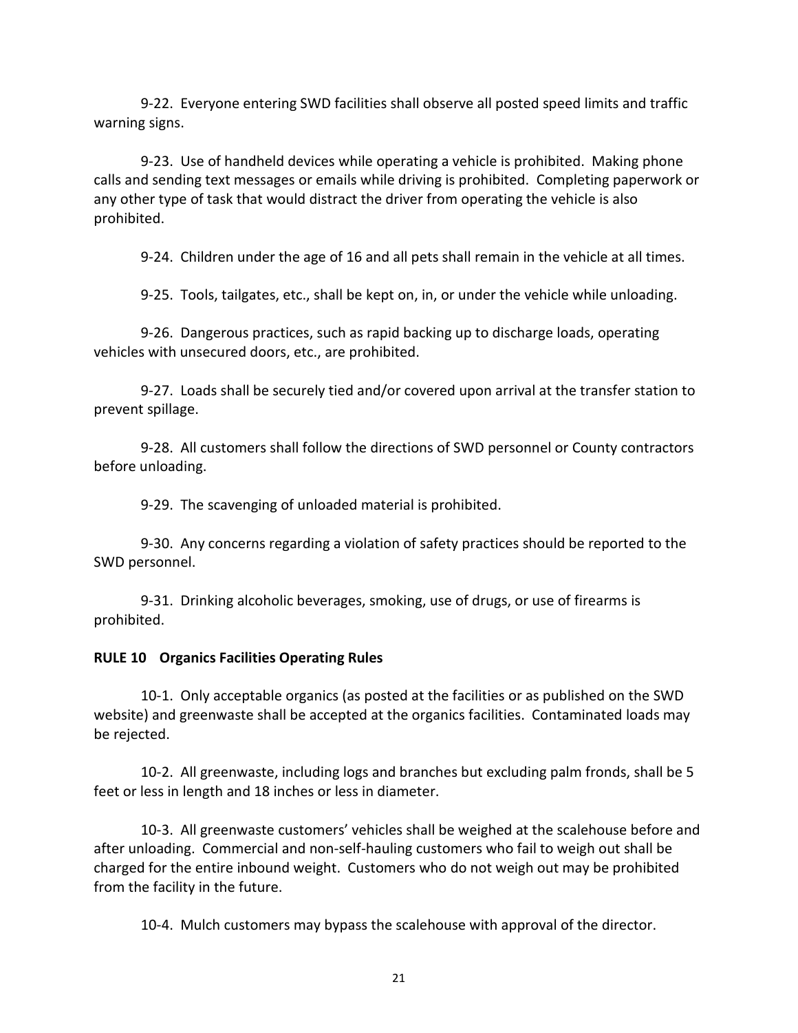9-22. Everyone entering SWD facilities shall observe all posted speed limits and traffic warning signs.

9-23. Use of handheld devices while operating a vehicle is prohibited. Making phone calls and sending text messages or emails while driving is prohibited. Completing paperwork or any other type of task that would distract the driver from operating the vehicle is also prohibited.

9-24. Children under the age of 16 and all pets shall remain in the vehicle at all times.

9-25. Tools, tailgates, etc., shall be kept on, in, or under the vehicle while unloading.

9-26. Dangerous practices, such as rapid backing up to discharge loads, operating vehicles with unsecured doors, etc., are prohibited.

9-27. Loads shall be securely tied and/or covered upon arrival at the transfer station to prevent spillage.

9-28. All customers shall follow the directions of SWD personnel or County contractors before unloading.

9-29. The scavenging of unloaded material is prohibited.

9-30. Any concerns regarding a violation of safety practices should be reported to the SWD personnel.

9-31. Drinking alcoholic beverages, smoking, use of drugs, or use of firearms is prohibited.

**RULE 10 Organics Facilities Operating Rules**

10-1. Only acceptable organics (as posted at the facilities or as published on the SWD website) and greenwaste shall be accepted at the organics facilities. Contaminated loads may be rejected.

10-2. All greenwaste, including logs and branches but excluding palm fronds, shall be 5 feet or less in length and 18 inches or less in diameter.

10-3. All greenwaste customers' vehicles shall be weighed at the scalehouse before and after unloading. Commercial and non-self-hauling customers who fail to weigh out shall be charged for the entire inbound weight. Customers who do not weigh out may be prohibited from the facility in the future.

10-4. Mulch customers may bypass the scalehouse with approval of the director.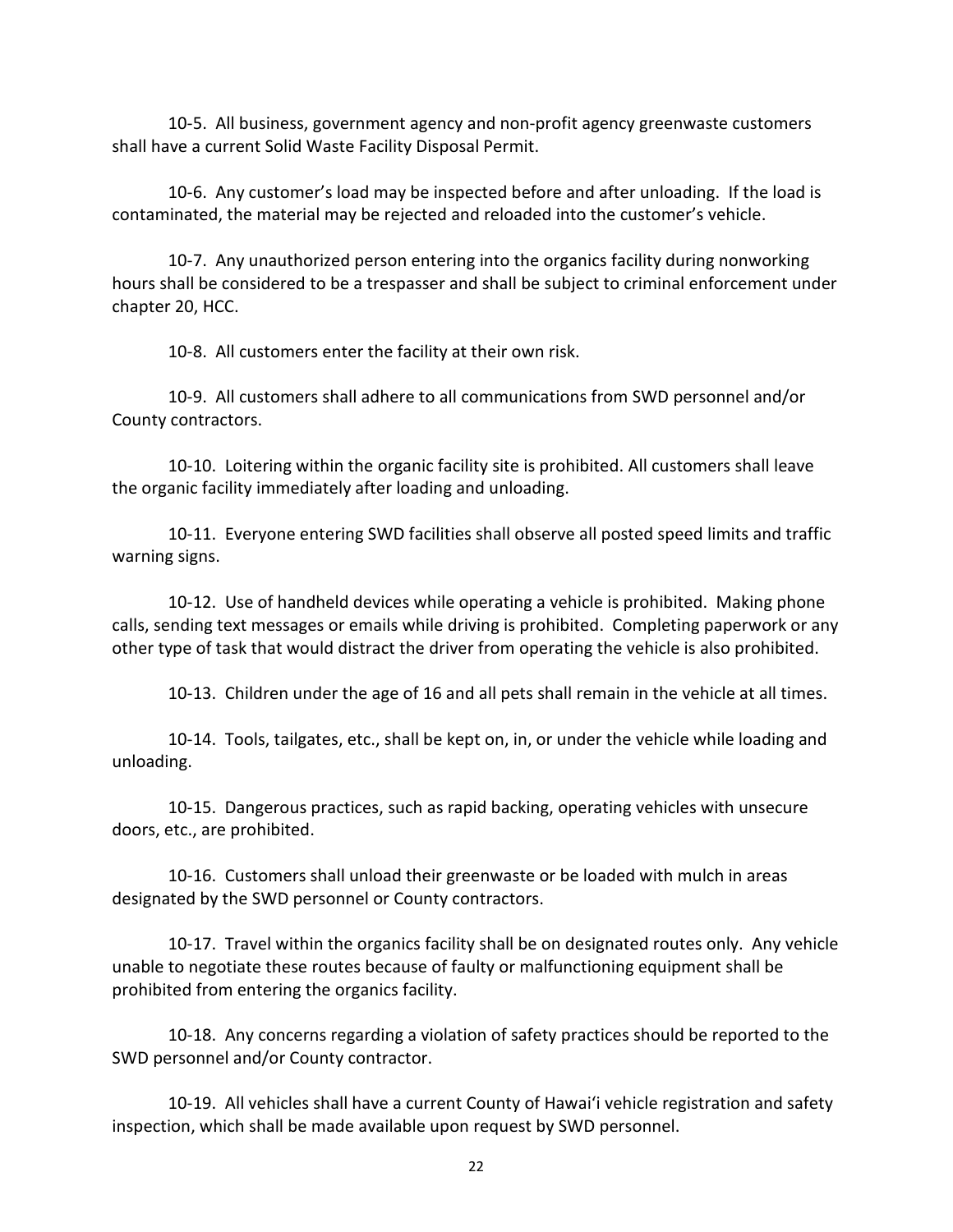10-5. All business, government agency and non-profit agency greenwaste customers shall have a current Solid Waste Facility Disposal Permit.

10-6. Any customer's load may be inspected before and after unloading. If the load is contaminated, the material may be rejected and reloaded into the customer's vehicle.

10-7. Any unauthorized person entering into the organics facility during nonworking hours shall be considered to be a trespasser and shall be subject to criminal enforcement under chapter 20, HCC.

10-8. All customers enter the facility at their own risk.

10-9. All customers shall adhere to all communications from SWD personnel and/or County contractors.

10-10. Loitering within the organic facility site is prohibited. All customers shall leave the organic facility immediately after loading and unloading.

10-11. Everyone entering SWD facilities shall observe all posted speed limits and traffic warning signs.

10-12. Use of handheld devices while operating a vehicle is prohibited. Making phone calls, sending text messages or emails while driving is prohibited. Completing paperwork or any other type of task that would distract the driver from operating the vehicle is also prohibited.

10-13. Children under the age of 16 and all pets shall remain in the vehicle at all times.

10-14. Tools, tailgates, etc., shall be kept on, in, or under the vehicle while loading and unloading.

10-15. Dangerous practices, such as rapid backing, operating vehicles with unsecure doors, etc., are prohibited.

10-16. Customers shall unload their greenwaste or be loaded with mulch in areas designated by the SWD personnel or County contractors.

10-17. Travel within the organics facility shall be on designated routes only. Any vehicle unable to negotiate these routes because of faulty or malfunctioning equipment shall be prohibited from entering the organics facility.

10-18. Any concerns regarding a violation of safety practices should be reported to the SWD personnel and/or County contractor.

10-19. All vehicles shall have a current County of Hawai'i vehicle registration and safety inspection, which shall be made available upon request by SWD personnel.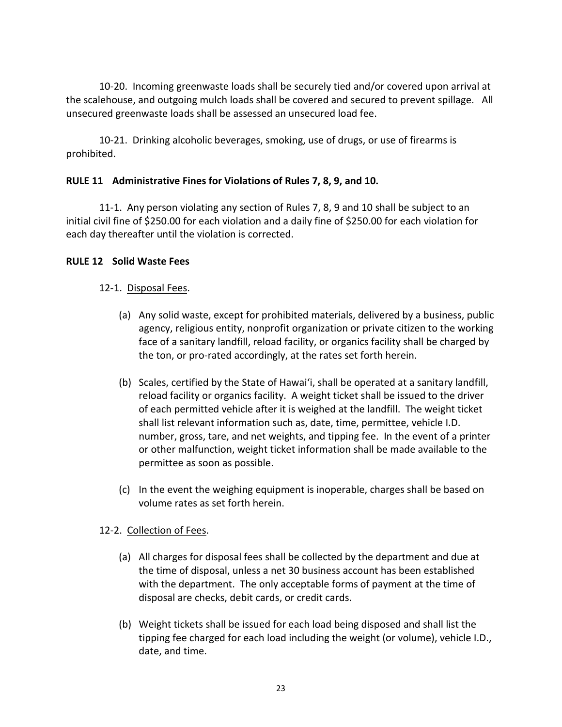10-20. Incoming greenwaste loads shall be securely tied and/or covered upon arrival at the scalehouse, and outgoing mulch loads shall be covered and secured to prevent spillage. All unsecured greenwaste loads shall be assessed an unsecured load fee.

10-21. Drinking alcoholic beverages, smoking, use of drugs, or use of firearms is prohibited.

**RULE 11 Administrative Fines for Violations of Rules 7, 8, 9, and 10.**

11-1. Any person violating any section of Rules 7, 8, 9 and 10 shall be subject to an initial civil fine of $250.00 for each violation and a daily fine of $250.00 for each violation for each day thereafter until the violation is corrected.

**RULE 12 Solid Waste Fees**

12-1. Disposal Fees.

(a) Any solid waste, except for prohibited materials, delivered by a business, public agency, religious entity, nonprofit organization or private citizen to the working face of a sanitary landfill, reload facility, or organics facility shall be charged by the ton, or pro-rated accordingly, at the rates set forth herein.

(b) Scales, certified by the State of Hawaiʻi, shall be operated at a sanitary landfill, reload facility or organics facility. A weight ticket shall be issued to the driver of each permitted vehicle after it is weighed at the landfill. The weight ticket shall list relevant information such as, date, time, permittee, vehicle I.D. number, gross, tare, and net weights, and tipping fee. In the event of a printer or other malfunction, weight ticket information shall be made available to the permittee as soon as possible.

(c) In the event the weighing equipment is inoperable, charges shall be based on volume rates as set forth herein.

12-2. Collection of Fees.

(a) All charges for disposal fees shall be collected by the department and due at the time of disposal, unless a net 30 business account has been established with the department. The only acceptable forms of payment at the time of disposal are checks, debit cards, or credit cards.

(b) Weight tickets shall be issued for each load being disposed and shall list the tipping fee charged for each load including the weight (or volume), vehicle I.D., date, and time.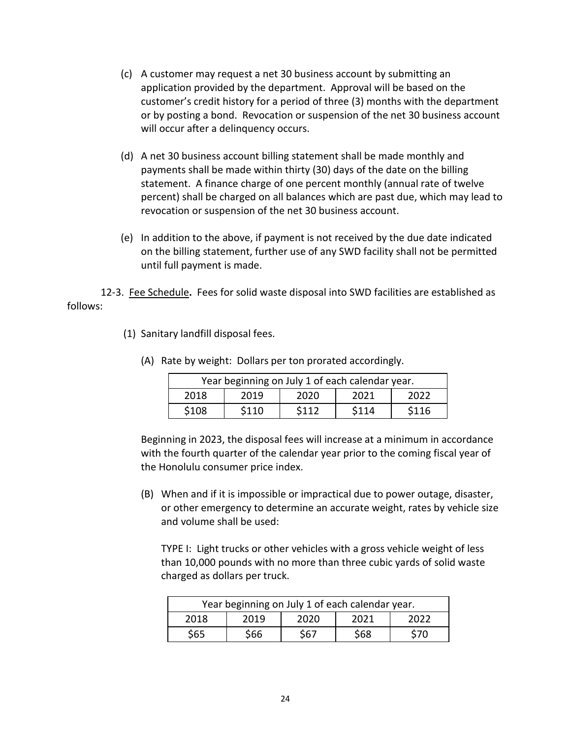(c) A customer may request a net 30 business account by submitting an application provided by the department. Approval will be based on the customer's credit history for a period of three (3) months with the department or by posting a bond. Revocation or suspension of the net 30 business account will occur after a delinquency occurs.

(d) A net 30 business account billing statement shall be made monthly and payments shall be made within thirty (30) days of the date on the billing statement. A finance charge of one percent monthly (annual rate of twelve percent) shall be charged on all balances which are past due, which may lead to revocation or suspension of the net 30 business account.

(e) In addition to the above, if payment is not received by the due date indicated on the billing statement, further use of any SWD facility shall not be permitted until full payment is made.

12-3. Fee Schedule**.** Fees for solid waste disposal into SWD facilities are established as follows:

(1) Sanitary landfill disposal fees.

(A) Rate by weight: Dollars per ton prorated accordingly.

| Year beginning on July 1 of each calendar year. | | | | |
|---|---|---|---|---|
| 2018 | 2019 | 2020 | 2021 | 2022 |
| $108 | $110 | $112 | $114 | $116 |

Beginning in 2023, the disposal fees will increase at a minimum in accordance with the fourth quarter of the calendar year prior to the coming fiscal year of the Honolulu consumer price index.

(B) When and if it is impossible or impractical due to power outage, disaster, or other emergency to determine an accurate weight, rates by vehicle size and volume shall be used:

TYPE I: Light trucks or other vehicles with a gross vehicle weight of less than 10,000 pounds with no more than three cubic yards of solid waste charged as dollars per truck.

| Year beginning on July 1 of each calendar year. | | | | |
|---|---|---|---|---|
| 2018 | 2019 | 2020 | 2021 | 2022 |
| $65 | $66 | $67 | $68 | $70 |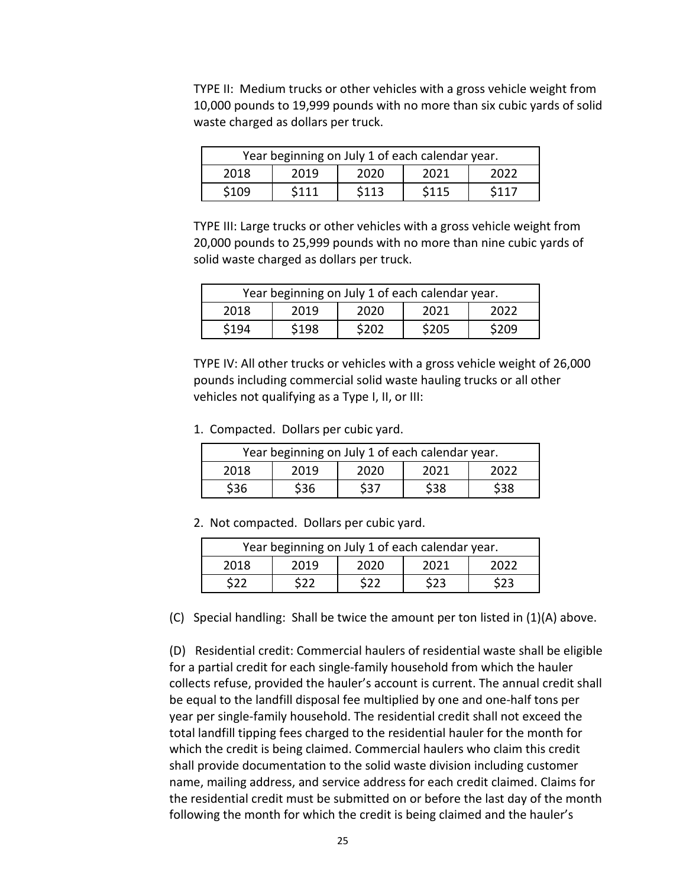TYPE II: Medium trucks or other vehicles with a gross vehicle weight from 10,000 pounds to 19,999 pounds with no more than six cubic yards of solid waste charged as dollars per truck.

| Year beginning on July 1 of each calendar year. | | | | |
|---|---|---|---|---|
| 2018 | 2019 | 2020 | 2021 | 2022 |
| $109 | $111 | $113 | $115 | $117 |

TYPE III: Large trucks or other vehicles with a gross vehicle weight from 20,000 pounds to 25,999 pounds with no more than nine cubic yards of solid waste charged as dollars per truck.

| Year beginning on July 1 of each calendar year. | | | | |
|---|---|---|---|---|
| 2018 | 2019 | 2020 | 2021 | 2022 |
| $194 | $198 | $202 | $205 | $209 |

TYPE IV: All other trucks or vehicles with a gross vehicle weight of 26,000 pounds including commercial solid waste hauling trucks or all other vehicles not qualifying as a Type I, II, or III:

1. Compacted. Dollars per cubic yard.

| Year beginning on July 1 of each calendar year. | | | | |
|---|---|---|---|---|
| 2018 | 2019 | 2020 | 2021 | 2022 |
| $36 | $36 | $37 | $38 | $38 |

2. Not compacted. Dollars per cubic yard.

| Year beginning on July 1 of each calendar year. | | | | |
|---|---|---|---|---|
| 2018 | 2019 | 2020 | 2021 | 2022 |
| $22 | $22 | $22 | $23 | $23 |

(C) Special handling: Shall be twice the amount per ton listed in (1)(A) above.

(D) Residential credit: Commercial haulers of residential waste shall be eligible for a partial credit for each single-family household from which the hauler collects refuse, provided the hauler's account is current. The annual credit shall be equal to the landfill disposal fee multiplied by one and one-half tons per year per single-family household. The residential credit shall not exceed the total landfill tipping fees charged to the residential hauler for the month for which the credit is being claimed. Commercial haulers who claim this credit shall provide documentation to the solid waste division including customer name, mailing address, and service address for each credit claimed. Claims for the residential credit must be submitted on or before the last day of the month following the month for which the credit is being claimed and the hauler's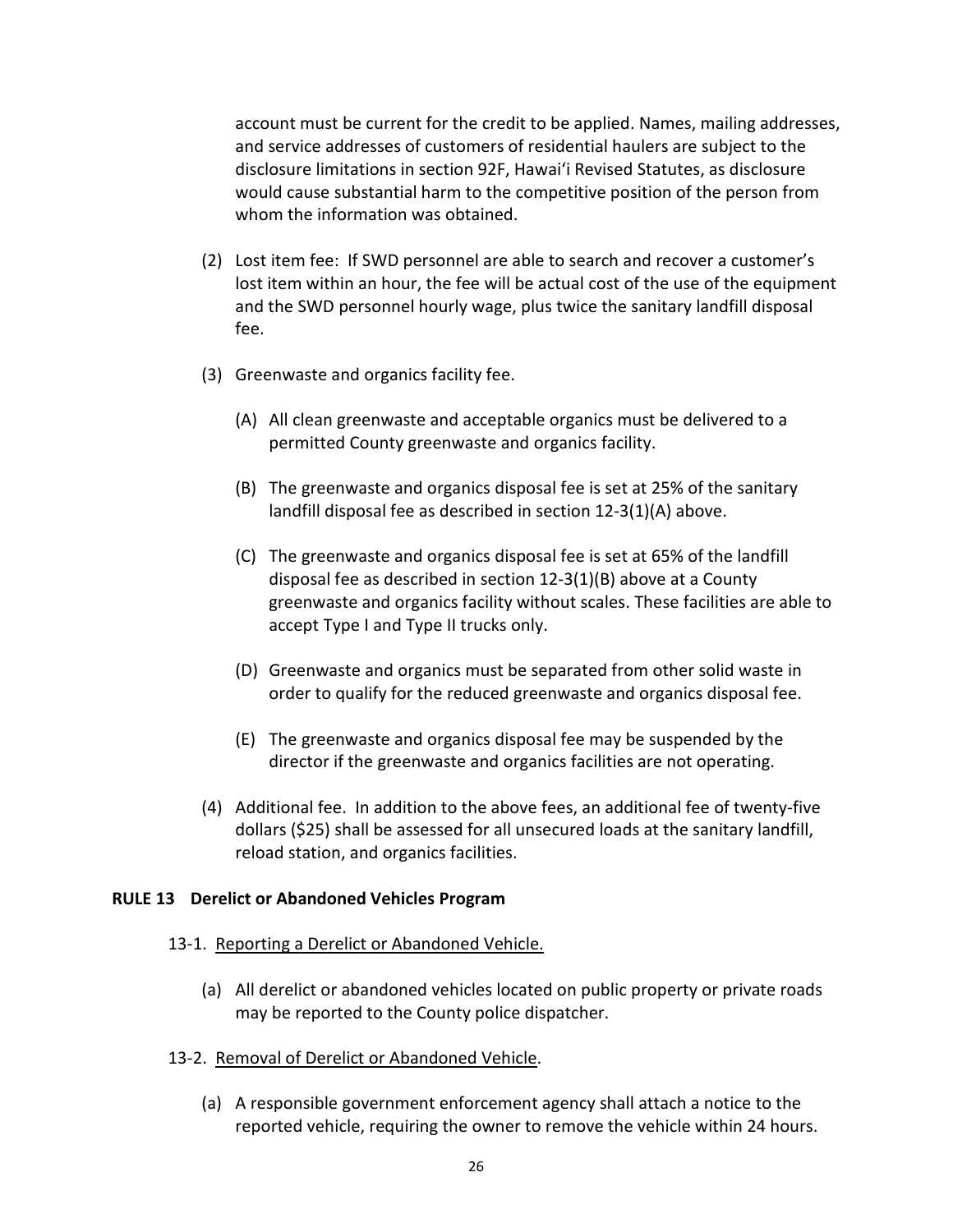account must be current for the credit to be applied. Names, mailing addresses, and service addresses of customers of residential haulers are subject to the disclosure limitations in section 92F, Hawaiʻi Revised Statutes, as disclosure would cause substantial harm to the competitive position of the person from whom the information was obtained.

(2) Lost item fee: If SWD personnel are able to search and recover a customer's lost item within an hour, the fee will be actual cost of the use of the equipment and the SWD personnel hourly wage, plus twice the sanitary landfill disposal fee.

(3) Greenwaste and organics facility fee.

(A) All clean greenwaste and acceptable organics must be delivered to a permitted County greenwaste and organics facility.

(B) The greenwaste and organics disposal fee is set at 25% of the sanitary landfill disposal fee as described in section 12-3(1)(A) above.

(C) The greenwaste and organics disposal fee is set at 65% of the landfill disposal fee as described in section 12-3(1)(B) above at a County greenwaste and organics facility without scales. These facilities are able to accept Type I and Type II trucks only.

(D) Greenwaste and organics must be separated from other solid waste in order to qualify for the reduced greenwaste and organics disposal fee.

(E) The greenwaste and organics disposal fee may be suspended by the director if the greenwaste and organics facilities are not operating.

(4) Additional fee. In addition to the above fees, an additional fee of twenty-five dollars ($25) shall be assessed for all unsecured loads at the sanitary landfill, reload station, and organics facilities.

## RULE 13 Derelict or Abandoned Vehicles Program

13-1. Reporting a Derelict or Abandoned Vehicle.

(a) All derelict or abandoned vehicles located on public property or private roads may be reported to the County police dispatcher.

13-2. Removal of Derelict or Abandoned Vehicle.

(a) A responsible government enforcement agency shall attach a notice to the reported vehicle, requiring the owner to remove the vehicle within 24 hours.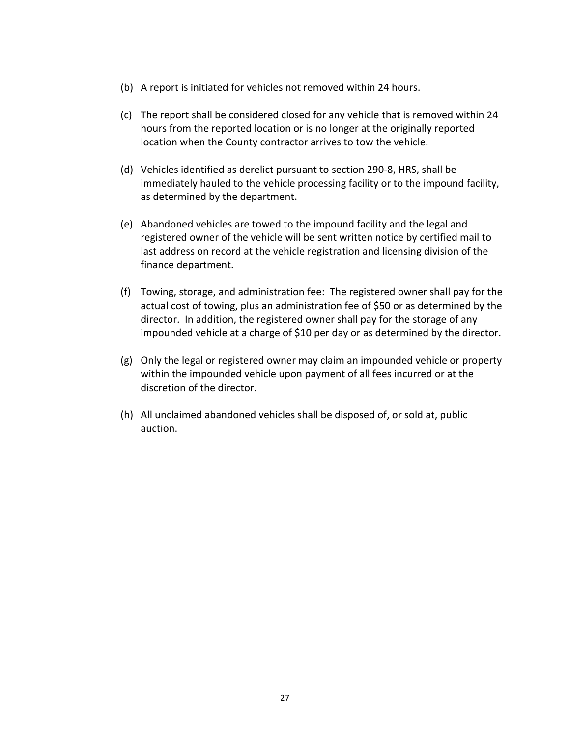(b) A report is initiated for vehicles not removed within 24 hours.

(c) The report shall be considered closed for any vehicle that is removed within 24 hours from the reported location or is no longer at the originally reported location when the County contractor arrives to tow the vehicle.

(d) Vehicles identified as derelict pursuant to section 290-8, HRS, shall be immediately hauled to the vehicle processing facility or to the impound facility, as determined by the department.

(e) Abandoned vehicles are towed to the impound facility and the legal and registered owner of the vehicle will be sent written notice by certified mail to last address on record at the vehicle registration and licensing division of the finance department.

(f) Towing, storage, and administration fee: The registered owner shall pay for the actual cost of towing, plus an administration fee of $50 or as determined by the director. In addition, the registered owner shall pay for the storage of any impounded vehicle at a charge of $10 per day or as determined by the director.

(g) Only the legal or registered owner may claim an impounded vehicle or property within the impounded vehicle upon payment of all fees incurred or at the discretion of the director.

(h) All unclaimed abandoned vehicles shall be disposed of, or sold at, public auction.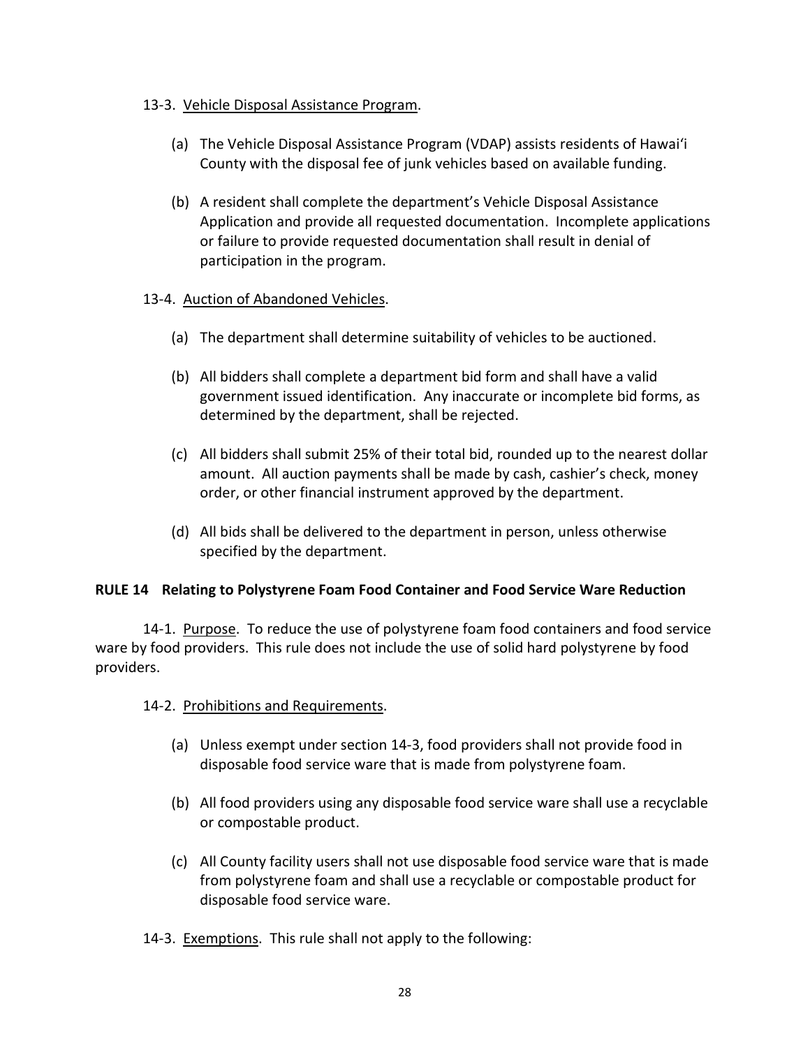13-3. Vehicle Disposal Assistance Program.

(a) The Vehicle Disposal Assistance Program (VDAP) assists residents of Hawaiʻi County with the disposal fee of junk vehicles based on available funding.

(b) A resident shall complete the department's Vehicle Disposal Assistance Application and provide all requested documentation. Incomplete applications or failure to provide requested documentation shall result in denial of participation in the program.

13-4. Auction of Abandoned Vehicles.

(a) The department shall determine suitability of vehicles to be auctioned.

(b) All bidders shall complete a department bid form and shall have a valid government issued identification. Any inaccurate or incomplete bid forms, as determined by the department, shall be rejected.

(c) All bidders shall submit 25% of their total bid, rounded up to the nearest dollar amount. All auction payments shall be made by cash, cashier's check, money order, or other financial instrument approved by the department.

(d) All bids shall be delivered to the department in person, unless otherwise specified by the department.

**RULE 14 Relating to Polystyrene Foam Food Container and Food Service Ware Reduction**

14-1. Purpose. To reduce the use of polystyrene foam food containers and food service ware by food providers. This rule does not include the use of solid hard polystyrene by food providers.

14-2. Prohibitions and Requirements.

(a) Unless exempt under section 14-3, food providers shall not provide food in disposable food service ware that is made from polystyrene foam.

(b) All food providers using any disposable food service ware shall use a recyclable or compostable product.

(c) All County facility users shall not use disposable food service ware that is made from polystyrene foam and shall use a recyclable or compostable product for disposable food service ware.

14-3. Exemptions. This rule shall not apply to the following: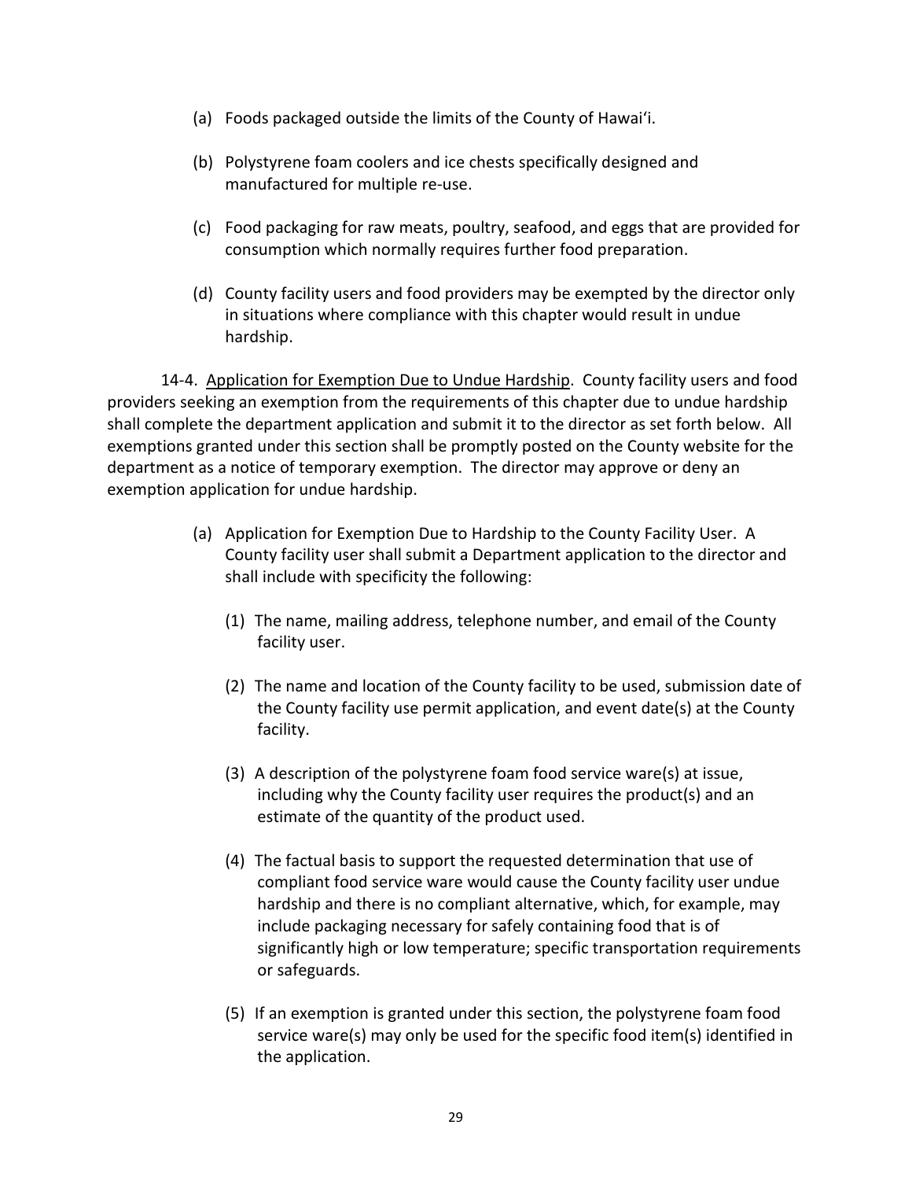(a) Foods packaged outside the limits of the County of Hawai'i.

(b) Polystyrene foam coolers and ice chests specifically designed and manufactured for multiple re-use.

(c) Food packaging for raw meats, poultry, seafood, and eggs that are provided for consumption which normally requires further food preparation.

(d) County facility users and food providers may be exempted by the director only in situations where compliance with this chapter would result in undue hardship.

14-4. <u>Application for Exemption Due to Undue Hardship</u>. County facility users and food providers seeking an exemption from the requirements of this chapter due to undue hardship shall complete the department application and submit it to the director as set forth below. All exemptions granted under this section shall be promptly posted on the County website for the department as a notice of temporary exemption. The director may approve or deny an exemption application for undue hardship.

(a) Application for Exemption Due to Hardship to the County Facility User. A County facility user shall submit a Department application to the director and shall include with specificity the following:

(1) The name, mailing address, telephone number, and email of the County facility user.

(2) The name and location of the County facility to be used, submission date of the County facility use permit application, and event date(s) at the County facility.

(3) A description of the polystyrene foam food service ware(s) at issue, including why the County facility user requires the product(s) and an estimate of the quantity of the product used.

(4) The factual basis to support the requested determination that use of compliant food service ware would cause the County facility user undue hardship and there is no compliant alternative, which, for example, may include packaging necessary for safely containing food that is of significantly high or low temperature; specific transportation requirements or safeguards.

(5) If an exemption is granted under this section, the polystyrene foam food service ware(s) may only be used for the specific food item(s) identified in the application.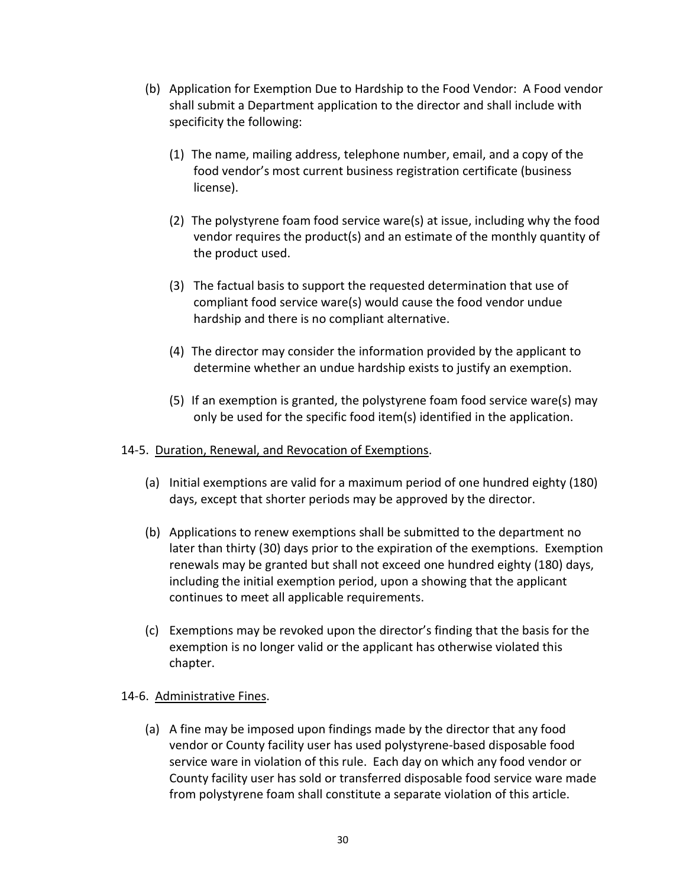(b) Application for Exemption Due to Hardship to the Food Vendor: A Food vendor shall submit a Department application to the director and shall include with specificity the following:

(1) The name, mailing address, telephone number, email, and a copy of the food vendor's most current business registration certificate (business license).

(2) The polystyrene foam food service ware(s) at issue, including why the food vendor requires the product(s) and an estimate of the monthly quantity of the product used.

(3) The factual basis to support the requested determination that use of compliant food service ware(s) would cause the food vendor undue hardship and there is no compliant alternative.

(4) The director may consider the information provided by the applicant to determine whether an undue hardship exists to justify an exemption.

(5) If an exemption is granted, the polystyrene foam food service ware(s) may only be used for the specific food item(s) identified in the application.

14-5. Duration, Renewal, and Revocation of Exemptions.

(a) Initial exemptions are valid for a maximum period of one hundred eighty (180) days, except that shorter periods may be approved by the director.

(b) Applications to renew exemptions shall be submitted to the department no later than thirty (30) days prior to the expiration of the exemptions. Exemption renewals may be granted but shall not exceed one hundred eighty (180) days, including the initial exemption period, upon a showing that the applicant continues to meet all applicable requirements.

(c) Exemptions may be revoked upon the director's finding that the basis for the exemption is no longer valid or the applicant has otherwise violated this chapter.

14-6. Administrative Fines.

(a) A fine may be imposed upon findings made by the director that any food vendor or County facility user has used polystyrene-based disposable food service ware in violation of this rule. Each day on which any food vendor or County facility user has sold or transferred disposable food service ware made from polystyrene foam shall constitute a separate violation of this article.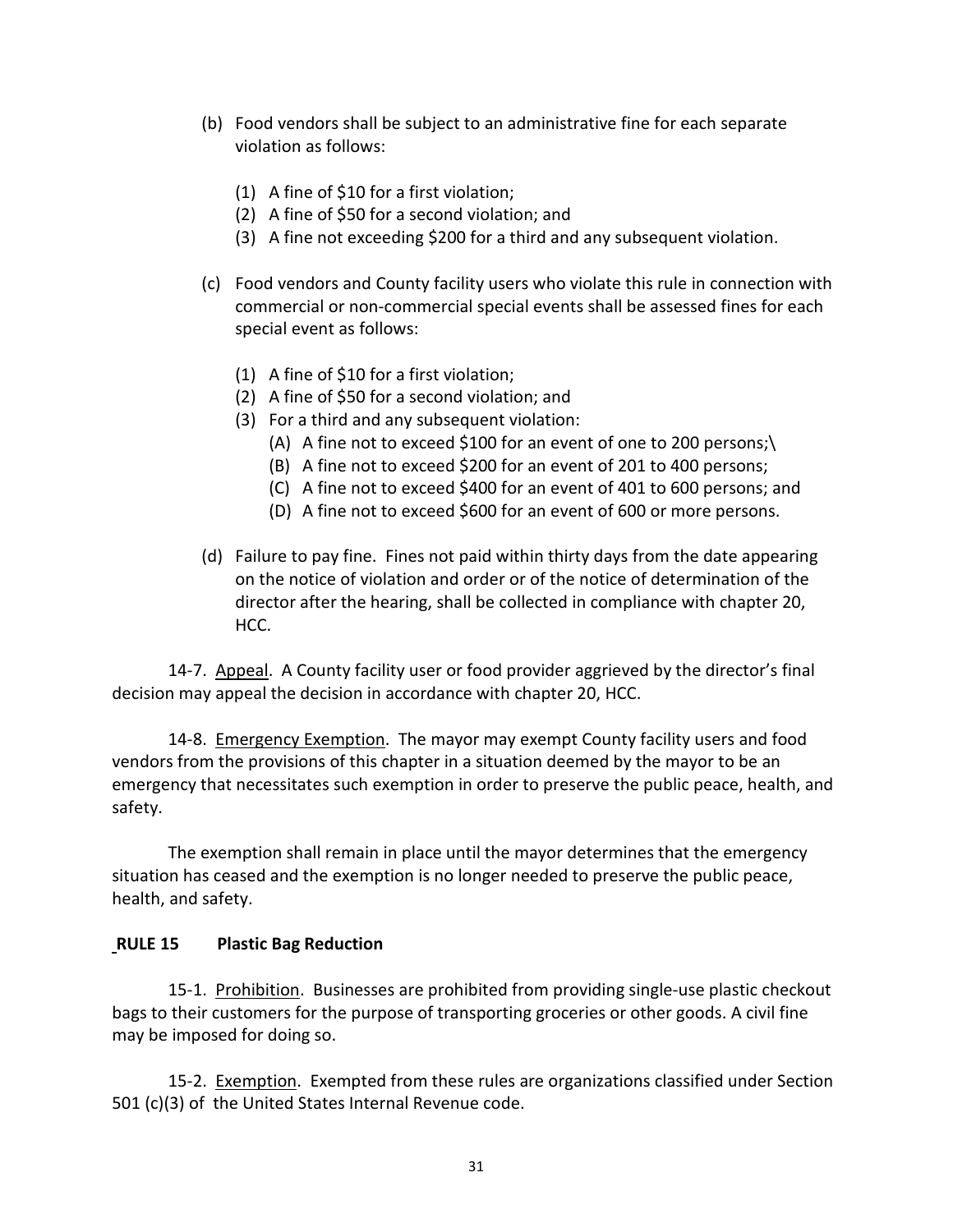(b) Food vendors shall be subject to an administrative fine for each separate violation as follows:

   (1) A fine of $10 for a first violation;
   (2) A fine of $50 for a second violation; and
   (3) A fine not exceeding $200 for a third and any subsequent violation.

(c) Food vendors and County facility users who violate this rule in connection with commercial or non-commercial special events shall be assessed fines for each special event as follows:

   (1) A fine of $10 for a first violation;
   (2) A fine of $50 for a second violation; and
   (3) For a third and any subsequent violation:
      (A) A fine not to exceed $100 for an event of one to 200 persons;\
      (B) A fine not to exceed $200 for an event of 201 to 400 persons;
      (C) A fine not to exceed $400 for an event of 401 to 600 persons; and
      (D) A fine not to exceed $600 for an event of 600 or more persons.

(d) Failure to pay fine. Fines not paid within thirty days from the date appearing on the notice of violation and order or of the notice of determination of the director after the hearing, shall be collected in compliance with chapter 20, HCC.

14-7. Appeal. A County facility user or food provider aggrieved by the director's final decision may appeal the decision in accordance with chapter 20, HCC.

14-8. Emergency Exemption. The mayor may exempt County facility users and food vendors from the provisions of this chapter in a situation deemed by the mayor to be an emergency that necessitates such exemption in order to preserve the public peace, health, and safety.

The exemption shall remain in place until the mayor determines that the emergency situation has ceased and the exemption is no longer needed to preserve the public peace, health, and safety.

**RULE 15 Plastic Bag Reduction**

15-1. Prohibition. Businesses are prohibited from providing single-use plastic checkout bags to their customers for the purpose of transporting groceries or other goods. A civil fine may be imposed for doing so.

15-2. Exemption. Exempted from these rules are organizations classified under Section 501 (c)(3) of the United States Internal Revenue code.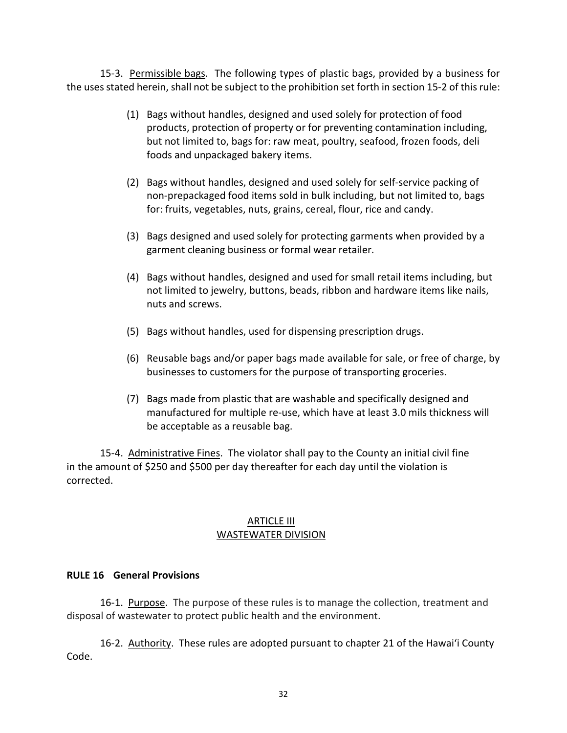15-3. Permissible bags. The following types of plastic bags, provided by a business for the uses stated herein, shall not be subject to the prohibition set forth in section 15-2 of this rule:

(1) Bags without handles, designed and used solely for protection of food products, protection of property or for preventing contamination including, but not limited to, bags for: raw meat, poultry, seafood, frozen foods, deli foods and unpackaged bakery items.

(2) Bags without handles, designed and used solely for self-service packing of non-prepackaged food items sold in bulk including, but not limited to, bags for: fruits, vegetables, nuts, grains, cereal, flour, rice and candy.

(3) Bags designed and used solely for protecting garments when provided by a garment cleaning business or formal wear retailer.

(4) Bags without handles, designed and used for small retail items including, but not limited to jewelry, buttons, beads, ribbon and hardware items like nails, nuts and screws.

(5) Bags without handles, used for dispensing prescription drugs.

(6) Reusable bags and/or paper bags made available for sale, or free of charge, by businesses to customers for the purpose of transporting groceries.

(7) Bags made from plastic that are washable and specifically designed and manufactured for multiple re-use, which have at least 3.0 mils thickness will be acceptable as a reusable bag.

15-4. Administrative Fines. The violator shall pay to the County an initial civil fine in the amount of $250 and $500 per day thereafter for each day until the violation is corrected.

## ARTICLE III
## WASTEWATER DIVISION

### RULE 16 General Provisions

16-1. Purpose. The purpose of these rules is to manage the collection, treatment and disposal of wastewater to protect public health and the environment.

16-2. Authority. These rules are adopted pursuant to chapter 21 of the Hawaiʻi County Code.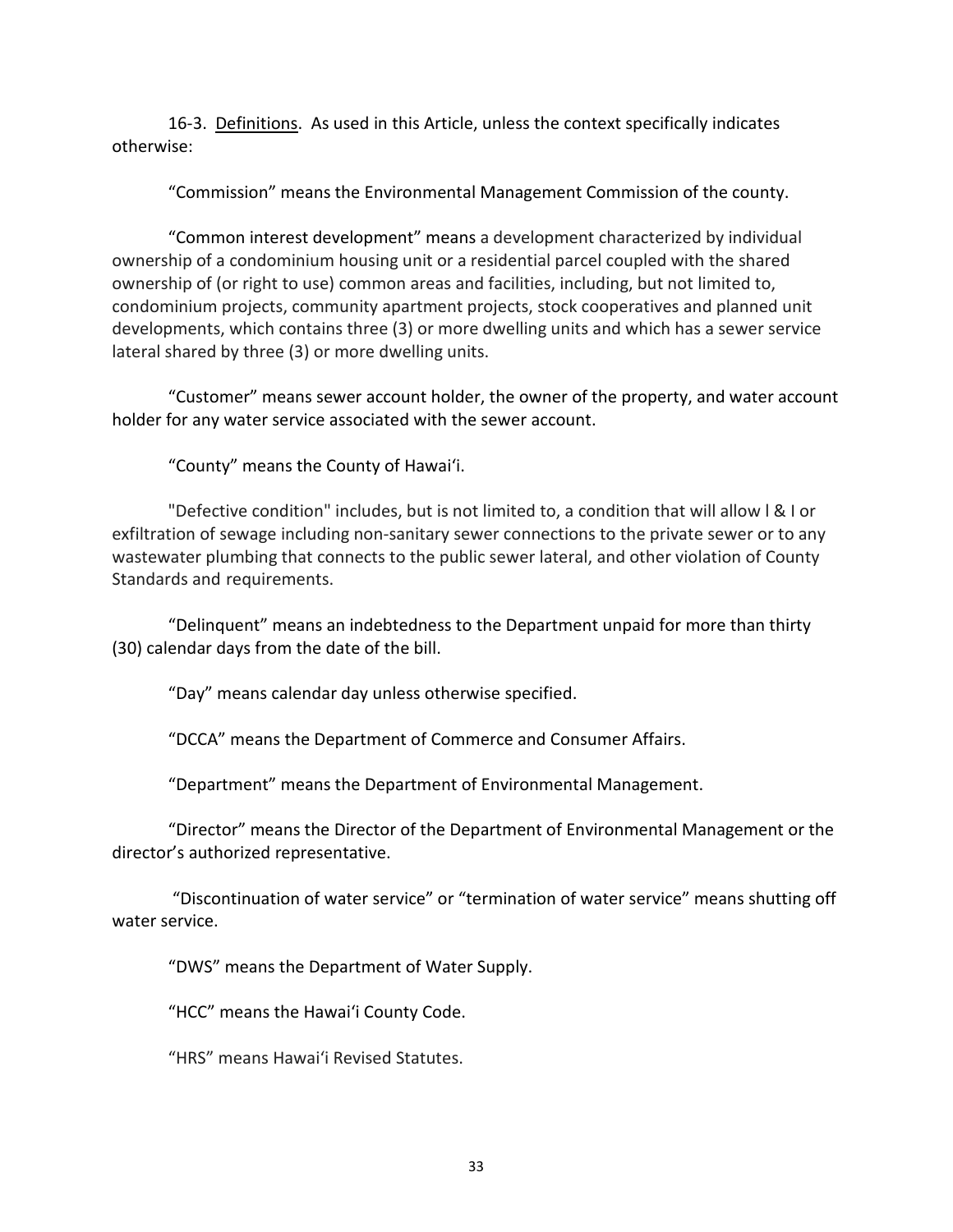16-3. Definitions. As used in this Article, unless the context specifically indicates otherwise:

"Commission" means the Environmental Management Commission of the county.

"Common interest development" means a development characterized by individual ownership of a condominium housing unit or a residential parcel coupled with the shared ownership of (or right to use) common areas and facilities, including, but not limited to, condominium projects, community apartment projects, stock cooperatives and planned unit developments, which contains three (3) or more dwelling units and which has a sewer service lateral shared by three (3) or more dwelling units.

"Customer" means sewer account holder, the owner of the property, and water account holder for any water service associated with the sewer account.

"County" means the County of Hawai'i.

"Defective condition" includes, but is not limited to, a condition that will allow l & I or exfiltration of sewage including non-sanitary sewer connections to the private sewer or to any wastewater plumbing that connects to the public sewer lateral, and other violation of County Standards and requirements.

"Delinquent" means an indebtedness to the Department unpaid for more than thirty (30) calendar days from the date of the bill.

"Day" means calendar day unless otherwise specified.

"DCCA" means the Department of Commerce and Consumer Affairs.

"Department" means the Department of Environmental Management.

"Director" means the Director of the Department of Environmental Management or the director's authorized representative.

"Discontinuation of water service" or "termination of water service" means shutting off water service.

"DWS" means the Department of Water Supply.

"HCC" means the Hawai'i County Code.

"HRS" means Hawai'i Revised Statutes.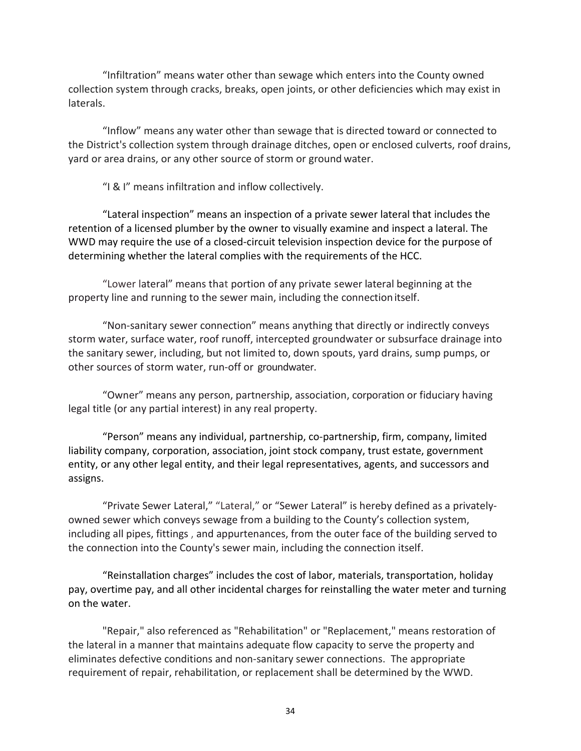"Infiltration" means water other than sewage which enters into the County owned collection system through cracks, breaks, open joints, or other deficiencies which may exist in laterals.

"Inflow" means any water other than sewage that is directed toward or connected to the District's collection system through drainage ditches, open or enclosed culverts, roof drains, yard or area drains, or any other source of storm or ground water.

"I & I" means infiltration and inflow collectively.

"Lateral inspection" means an inspection of a private sewer lateral that includes the retention of a licensed plumber by the owner to visually examine and inspect a lateral. The WWD may require the use of a closed-circuit television inspection device for the purpose of determining whether the lateral complies with the requirements of the HCC.

"Lower lateral" means that portion of any private sewer lateral beginning at the property line and running to the sewer main, including the connection itself.

"Non-sanitary sewer connection" means anything that directly or indirectly conveys storm water, surface water, roof runoff, intercepted groundwater or subsurface drainage into the sanitary sewer, including, but not limited to, down spouts, yard drains, sump pumps, or other sources of storm water, run-off or groundwater.

"Owner" means any person, partnership, association, corporation or fiduciary having legal title (or any partial interest) in any real property.

"Person" means any individual, partnership, co-partnership, firm, company, limited liability company, corporation, association, joint stock company, trust estate, government entity, or any other legal entity, and their legal representatives, agents, and successors and assigns.

"Private Sewer Lateral," "Lateral," or "Sewer Lateral" is hereby defined as a privately-owned sewer which conveys sewage from a building to the County's collection system, including all pipes, fittings , and appurtenances, from the outer face of the building served to the connection into the County's sewer main, including the connection itself.

"Reinstallation charges" includes the cost of labor, materials, transportation, holiday pay, overtime pay, and all other incidental charges for reinstalling the water meter and turning on the water.

"Repair," also referenced as "Rehabilitation" or "Replacement," means restoration of the lateral in a manner that maintains adequate flow capacity to serve the property and eliminates defective conditions and non-sanitary sewer connections. The appropriate requirement of repair, rehabilitation, or replacement shall be determined by the WWD.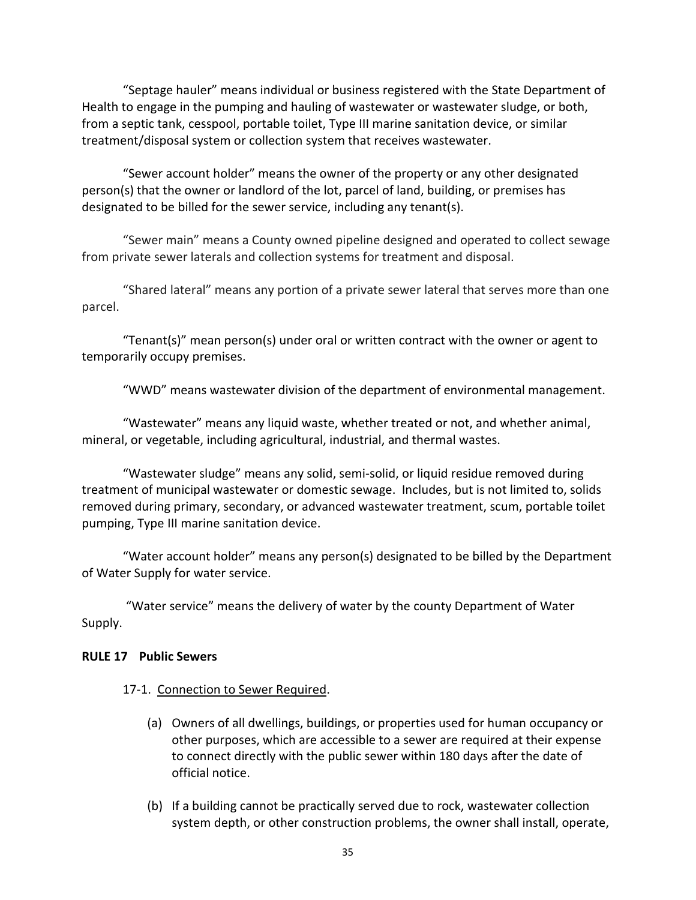"Septage hauler" means individual or business registered with the State Department of Health to engage in the pumping and hauling of wastewater or wastewater sludge, or both, from a septic tank, cesspool, portable toilet, Type III marine sanitation device, or similar treatment/disposal system or collection system that receives wastewater.

"Sewer account holder" means the owner of the property or any other designated person(s) that the owner or landlord of the lot, parcel of land, building, or premises has designated to be billed for the sewer service, including any tenant(s).

"Sewer main" means a County owned pipeline designed and operated to collect sewage from private sewer laterals and collection systems for treatment and disposal.

"Shared lateral" means any portion of a private sewer lateral that serves more than one parcel.

"Tenant(s)" mean person(s) under oral or written contract with the owner or agent to temporarily occupy premises.

"WWD" means wastewater division of the department of environmental management.

"Wastewater" means any liquid waste, whether treated or not, and whether animal, mineral, or vegetable, including agricultural, industrial, and thermal wastes.

"Wastewater sludge" means any solid, semi-solid, or liquid residue removed during treatment of municipal wastewater or domestic sewage. Includes, but is not limited to, solids removed during primary, secondary, or advanced wastewater treatment, scum, portable toilet pumping, Type III marine sanitation device.

"Water account holder" means any person(s) designated to be billed by the Department of Water Supply for water service.

"Water service" means the delivery of water by the county Department of Water Supply.

## RULE 17 Public Sewers

17-1. Connection to Sewer Required.

(a) Owners of all dwellings, buildings, or properties used for human occupancy or other purposes, which are accessible to a sewer are required at their expense to connect directly with the public sewer within 180 days after the date of official notice.

(b) If a building cannot be practically served due to rock, wastewater collection system depth, or other construction problems, the owner shall install, operate,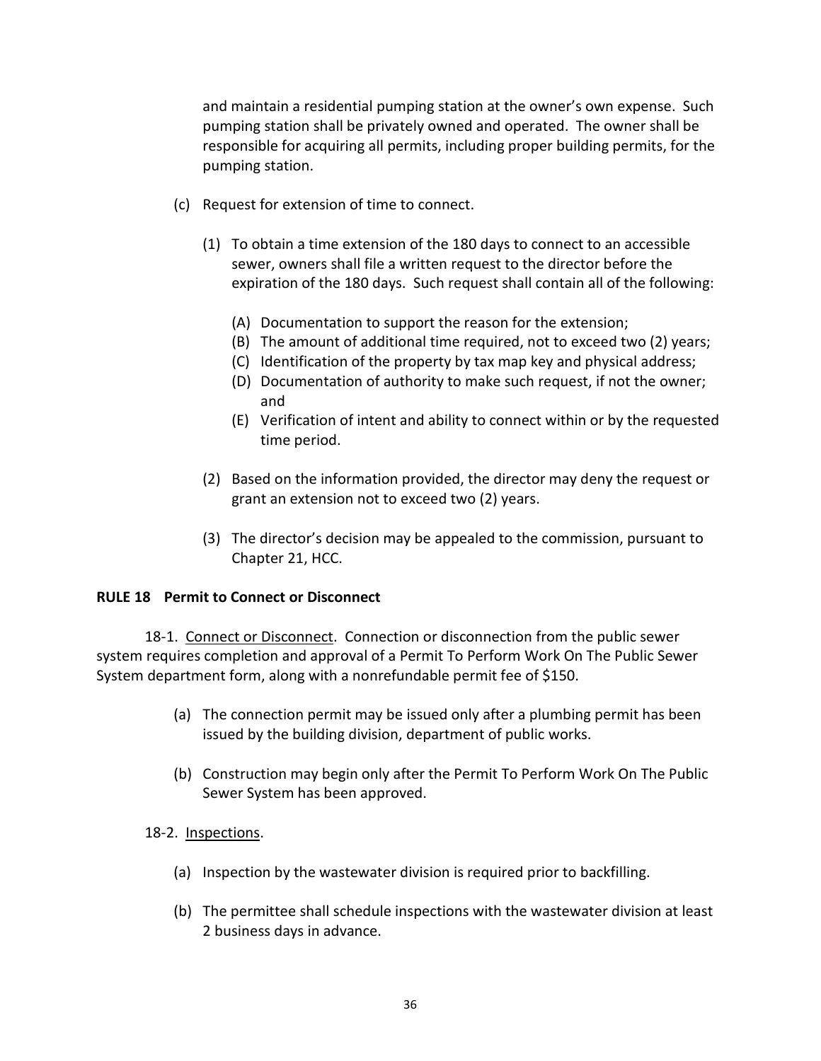and maintain a residential pumping station at the owner's own expense. Such pumping station shall be privately owned and operated. The owner shall be responsible for acquiring all permits, including proper building permits, for the pumping station.

(c) Request for extension of time to connect.

(1) To obtain a time extension of the 180 days to connect to an accessible sewer, owners shall file a written request to the director before the expiration of the 180 days. Such request shall contain all of the following:

(A) Documentation to support the reason for the extension;
(B) The amount of additional time required, not to exceed two (2) years;
(C) Identification of the property by tax map key and physical address;
(D) Documentation of authority to make such request, if not the owner; and
(E) Verification of intent and ability to connect within or by the requested time period.

(2) Based on the information provided, the director may deny the request or grant an extension not to exceed two (2) years.

(3) The director's decision may be appealed to the commission, pursuant to Chapter 21, HCC.

**RULE 18 Permit to Connect or Disconnect**

18-1. Connect or Disconnect. Connection or disconnection from the public sewer system requires completion and approval of a Permit To Perform Work On The Public Sewer System department form, along with a nonrefundable permit fee of $150.

(a) The connection permit may be issued only after a plumbing permit has been issued by the building division, department of public works.

(b) Construction may begin only after the Permit To Perform Work On The Public Sewer System has been approved.

18-2. Inspections.

(a) Inspection by the wastewater division is required prior to backfilling.

(b) The permittee shall schedule inspections with the wastewater division at least 2 business days in advance.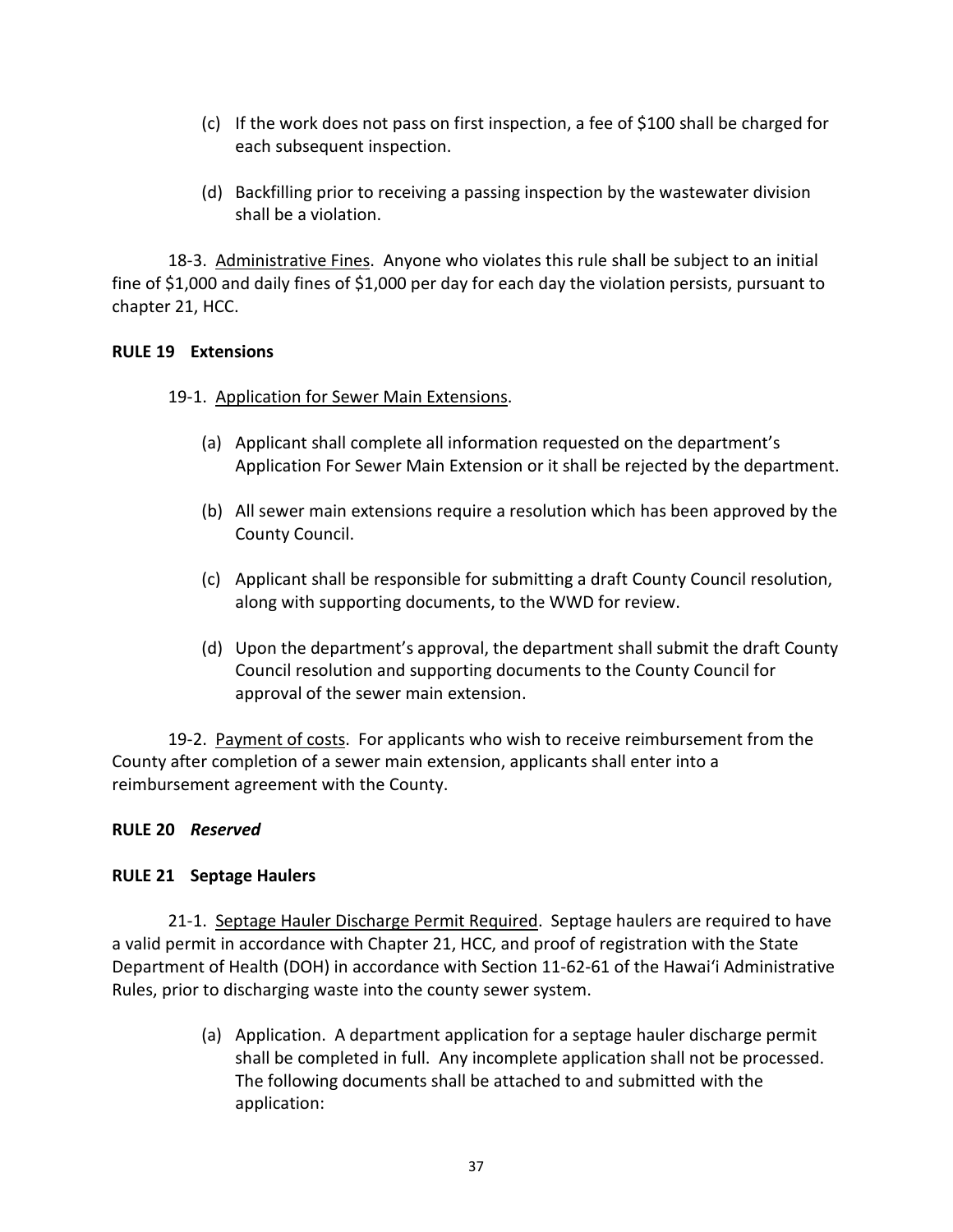(c) If the work does not pass on first inspection, a fee of $100 shall be charged for each subsequent inspection.

(d) Backfilling prior to receiving a passing inspection by the wastewater division shall be a violation.

18-3. Administrative Fines. Anyone who violates this rule shall be subject to an initial fine of $1,000 and daily fines of $1,000 per day for each day the violation persists, pursuant to chapter 21, HCC.

**RULE 19 Extensions**

19-1. Application for Sewer Main Extensions.

(a) Applicant shall complete all information requested on the department's Application For Sewer Main Extension or it shall be rejected by the department.

(b) All sewer main extensions require a resolution which has been approved by the County Council.

(c) Applicant shall be responsible for submitting a draft County Council resolution, along with supporting documents, to the WWD for review.

(d) Upon the department's approval, the department shall submit the draft County Council resolution and supporting documents to the County Council for approval of the sewer main extension.

19-2. Payment of costs. For applicants who wish to receive reimbursement from the County after completion of a sewer main extension, applicants shall enter into a reimbursement agreement with the County.

**RULE 20** ***Reserved***

**RULE 21 Septage Haulers**

21-1. Septage Hauler Discharge Permit Required. Septage haulers are required to have a valid permit in accordance with Chapter 21, HCC, and proof of registration with the State Department of Health (DOH) in accordance with Section 11-62-61 of the Hawai'i Administrative Rules, prior to discharging waste into the county sewer system.

(a) Application. A department application for a septage hauler discharge permit shall be completed in full. Any incomplete application shall not be processed. The following documents shall be attached to and submitted with the application: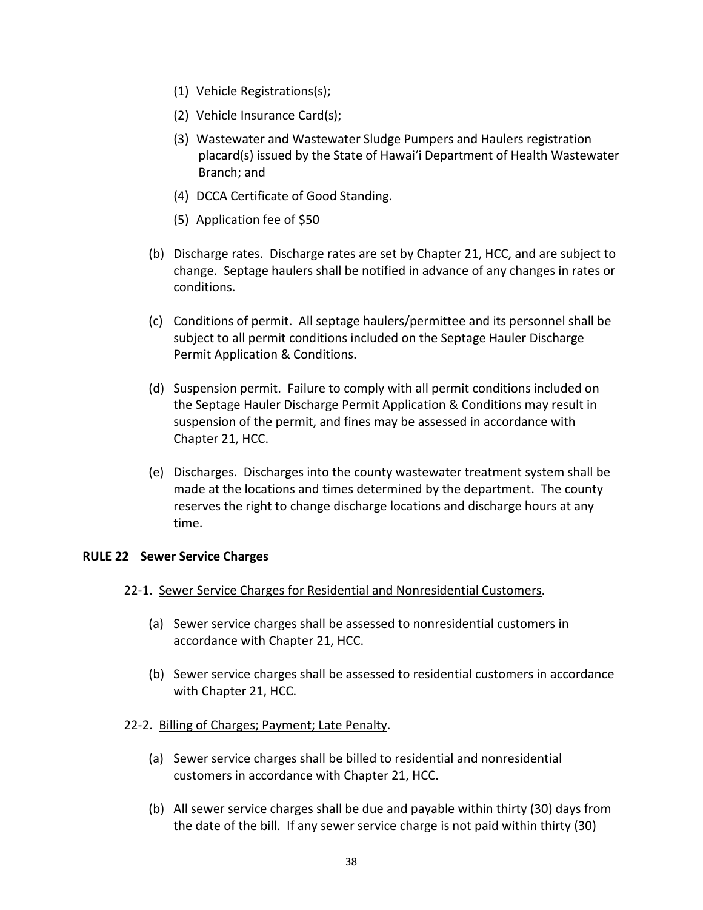(1) Vehicle Registrations(s);

(2) Vehicle Insurance Card(s);

(3) Wastewater and Wastewater Sludge Pumpers and Haulers registration placard(s) issued by the State of Hawaiʻi Department of Health Wastewater Branch; and

(4) DCCA Certificate of Good Standing.

(5) Application fee of $50

(b) Discharge rates. Discharge rates are set by Chapter 21, HCC, and are subject to change. Septage haulers shall be notified in advance of any changes in rates or conditions.

(c) Conditions of permit. All septage haulers/permittee and its personnel shall be subject to all permit conditions included on the Septage Hauler Discharge Permit Application & Conditions.

(d) Suspension permit. Failure to comply with all permit conditions included on the Septage Hauler Discharge Permit Application & Conditions may result in suspension of the permit, and fines may be assessed in accordance with Chapter 21, HCC.

(e) Discharges. Discharges into the county wastewater treatment system shall be made at the locations and times determined by the department. The county reserves the right to change discharge locations and discharge hours at any time.

**RULE 22 Sewer Service Charges**

22-1. <u>Sewer Service Charges for Residential and Nonresidential Customers</u>.

(a) Sewer service charges shall be assessed to nonresidential customers in accordance with Chapter 21, HCC.

(b) Sewer service charges shall be assessed to residential customers in accordance with Chapter 21, HCC.

22-2. <u>Billing of Charges; Payment; Late Penalty</u>.

(a) Sewer service charges shall be billed to residential and nonresidential customers in accordance with Chapter 21, HCC.

(b) All sewer service charges shall be due and payable within thirty (30) days from the date of the bill. If any sewer service charge is not paid within thirty (30)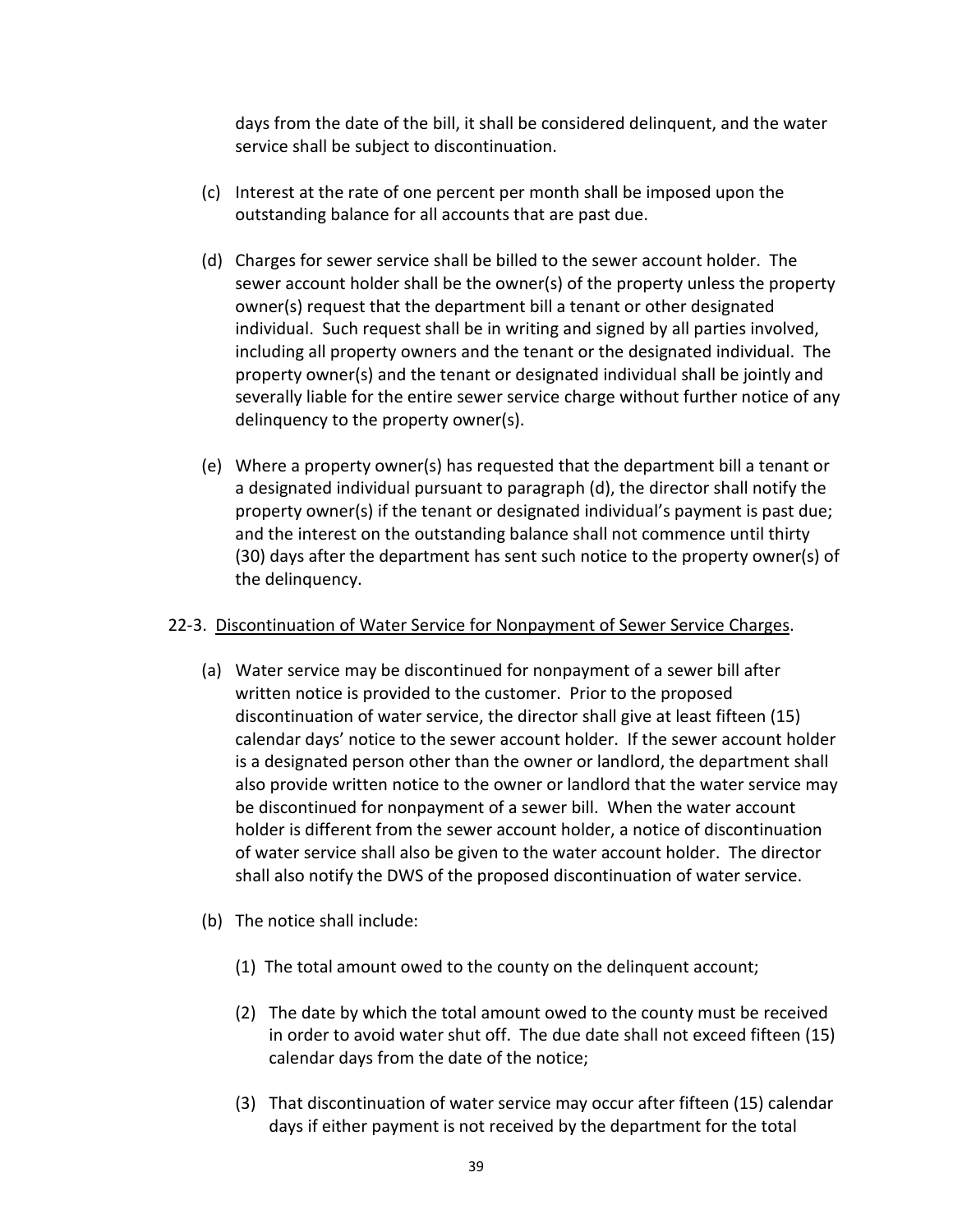days from the date of the bill, it shall be considered delinquent, and the water service shall be subject to discontinuation.

(c) Interest at the rate of one percent per month shall be imposed upon the outstanding balance for all accounts that are past due.

(d) Charges for sewer service shall be billed to the sewer account holder. The sewer account holder shall be the owner(s) of the property unless the property owner(s) request that the department bill a tenant or other designated individual. Such request shall be in writing and signed by all parties involved, including all property owners and the tenant or the designated individual. The property owner(s) and the tenant or designated individual shall be jointly and severally liable for the entire sewer service charge without further notice of any delinquency to the property owner(s).

(e) Where a property owner(s) has requested that the department bill a tenant or a designated individual pursuant to paragraph (d), the director shall notify the property owner(s) if the tenant or designated individual's payment is past due; and the interest on the outstanding balance shall not commence until thirty (30) days after the department has sent such notice to the property owner(s) of the delinquency.

22-3. <u>Discontinuation of Water Service for Nonpayment of Sewer Service Charges</u>.

(a) Water service may be discontinued for nonpayment of a sewer bill after written notice is provided to the customer. Prior to the proposed discontinuation of water service, the director shall give at least fifteen (15) calendar days' notice to the sewer account holder. If the sewer account holder is a designated person other than the owner or landlord, the department shall also provide written notice to the owner or landlord that the water service may be discontinued for nonpayment of a sewer bill. When the water account holder is different from the sewer account holder, a notice of discontinuation of water service shall also be given to the water account holder. The director shall also notify the DWS of the proposed discontinuation of water service.

(b) The notice shall include:

(1) The total amount owed to the county on the delinquent account;

(2) The date by which the total amount owed to the county must be received in order to avoid water shut off. The due date shall not exceed fifteen (15) calendar days from the date of the notice;

(3) That discontinuation of water service may occur after fifteen (15) calendar days if either payment is not received by the department for the total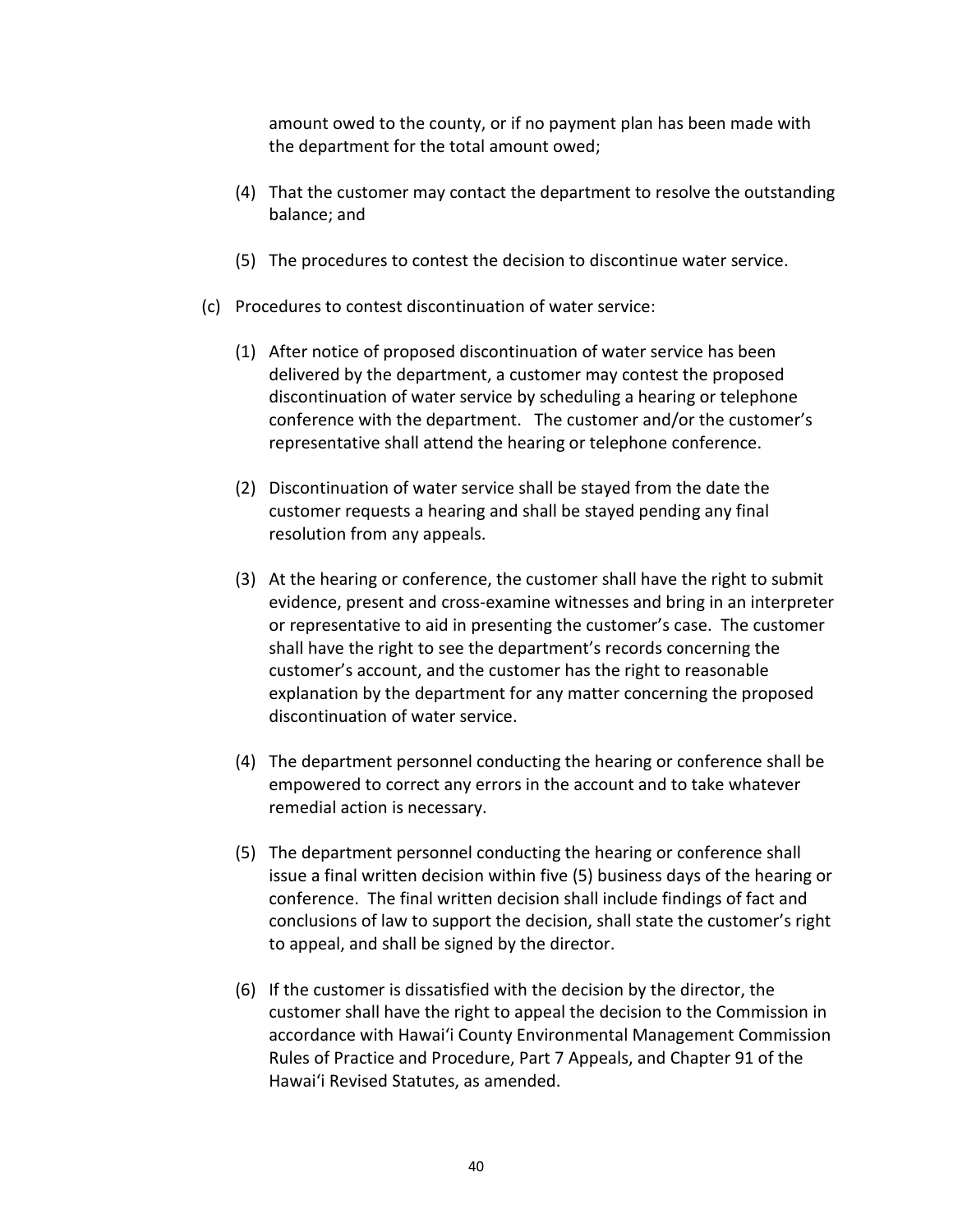amount owed to the county, or if no payment plan has been made with the department for the total amount owed;

(4) That the customer may contact the department to resolve the outstanding balance; and

(5) The procedures to contest the decision to discontinue water service.

(c) Procedures to contest discontinuation of water service:

(1) After notice of proposed discontinuation of water service has been delivered by the department, a customer may contest the proposed discontinuation of water service by scheduling a hearing or telephone conference with the department. The customer and/or the customer's representative shall attend the hearing or telephone conference.

(2) Discontinuation of water service shall be stayed from the date the customer requests a hearing and shall be stayed pending any final resolution from any appeals.

(3) At the hearing or conference, the customer shall have the right to submit evidence, present and cross-examine witnesses and bring in an interpreter or representative to aid in presenting the customer's case. The customer shall have the right to see the department's records concerning the customer's account, and the customer has the right to reasonable explanation by the department for any matter concerning the proposed discontinuation of water service.

(4) The department personnel conducting the hearing or conference shall be empowered to correct any errors in the account and to take whatever remedial action is necessary.

(5) The department personnel conducting the hearing or conference shall issue a final written decision within five (5) business days of the hearing or conference. The final written decision shall include findings of fact and conclusions of law to support the decision, shall state the customer's right to appeal, and shall be signed by the director.

(6) If the customer is dissatisfied with the decision by the director, the customer shall have the right to appeal the decision to the Commission in accordance with Hawai'i County Environmental Management Commission Rules of Practice and Procedure, Part 7 Appeals, and Chapter 91 of the Hawai'i Revised Statutes, as amended.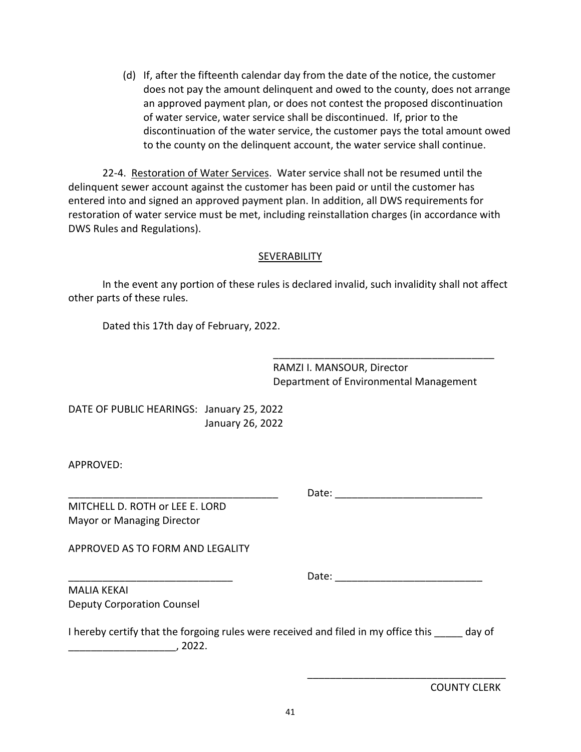(d) If, after the fifteenth calendar day from the date of the notice, the customer does not pay the amount delinquent and owed to the county, does not arrange an approved payment plan, or does not contest the proposed discontinuation of water service, water service shall be discontinued. If, prior to the discontinuation of the water service, the customer pays the total amount owed to the county on the delinquent account, the water service shall continue.

22-4. Restoration of Water Services. Water service shall not be resumed until the delinquent sewer account against the customer has been paid or until the customer has entered into and signed an approved payment plan. In addition, all DWS requirements for restoration of water service must be met, including reinstallation charges (in accordance with DWS Rules and Regulations).

## SEVERABILITY

In the event any portion of these rules is declared invalid, such invalidity shall not affect other parts of these rules.

Dated this 17th day of February, 2022.

_______________________________________
RAMZI I. MANSOUR, Director
Department of Environmental Management

DATE OF PUBLIC HEARINGS: January 25, 2022
January 26, 2022

APPROVED:

_____________________________________ Date: __________________________
MITCHELL D. ROTH or LEE E. LORD
Mayor or Managing Director

APPROVED AS TO FORM AND LEGALITY

_____________________________ Date: __________________________
MALIA KEKAI
Deputy Corporation Counsel

I hereby certify that the forgoing rules were received and filed in my office this _____ day of ___________________, 2022.

____________________________________
COUNTY CLERK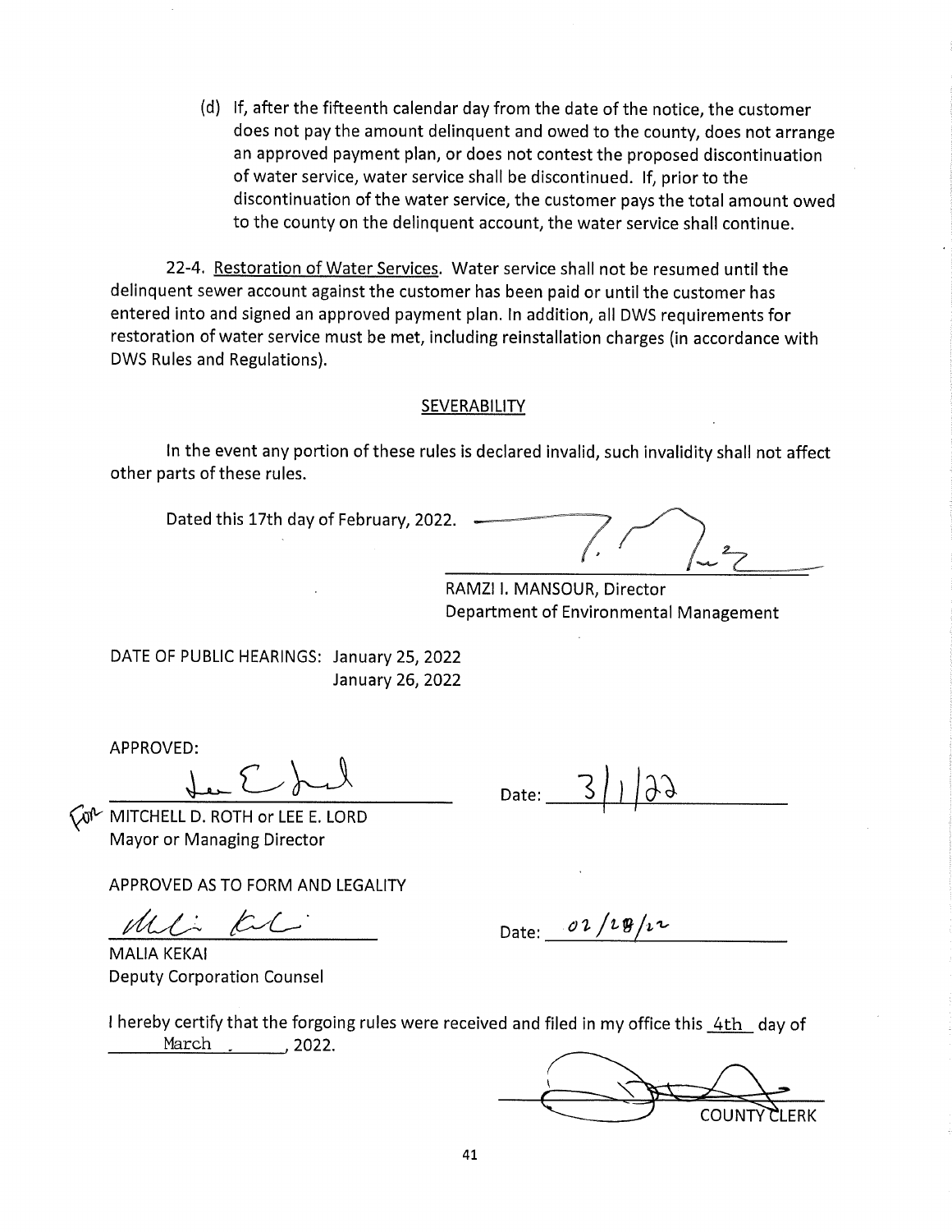(d) If, after the fifteenth calendar day from the date of the notice, the customer does not pay the amount delinquent and owed to the county, does not arrange an approved payment plan, or does not contest the proposed discontinuation of water service, water service shall be discontinued. If, prior to the discontinuation of the water service, the customer pays the total amount owed to the county on the delinquent account, the water service shall continue.

22-4. Restoration of Water Services. Water service shall not be resumed until the delinquent sewer account against the customer has been paid or until the customer has entered into and signed an approved payment plan. In addition, all DWS requirements for restoration of water service must be met, including reinstallation charges (in accordance with DWS Rules and Regulations).

## SEVERABILITY

In the event any portion of these rules is declared invalid, such invalidity shall not affect other parts of these rules.

Dated this 17th day of February, 2022.

RAMZI I. MANSOUR, Director
Department of Environmental Management

DATE OF PUBLIC HEARINGS: January 25, 2022
January 26, 2022

APPROVED:

For MITCHELL D. ROTH or LEE E. LORD
Mayor or Managing Director

Date: 3/1/22

APPROVED AS TO FORM AND LEGALITY

MALIA KEKAI
Deputy Corporation Counsel

Date: 02/28/22

I hereby certify that the forgoing rules were received and filed in my office this 4th day of March, 2022.

COUNTY CLERK